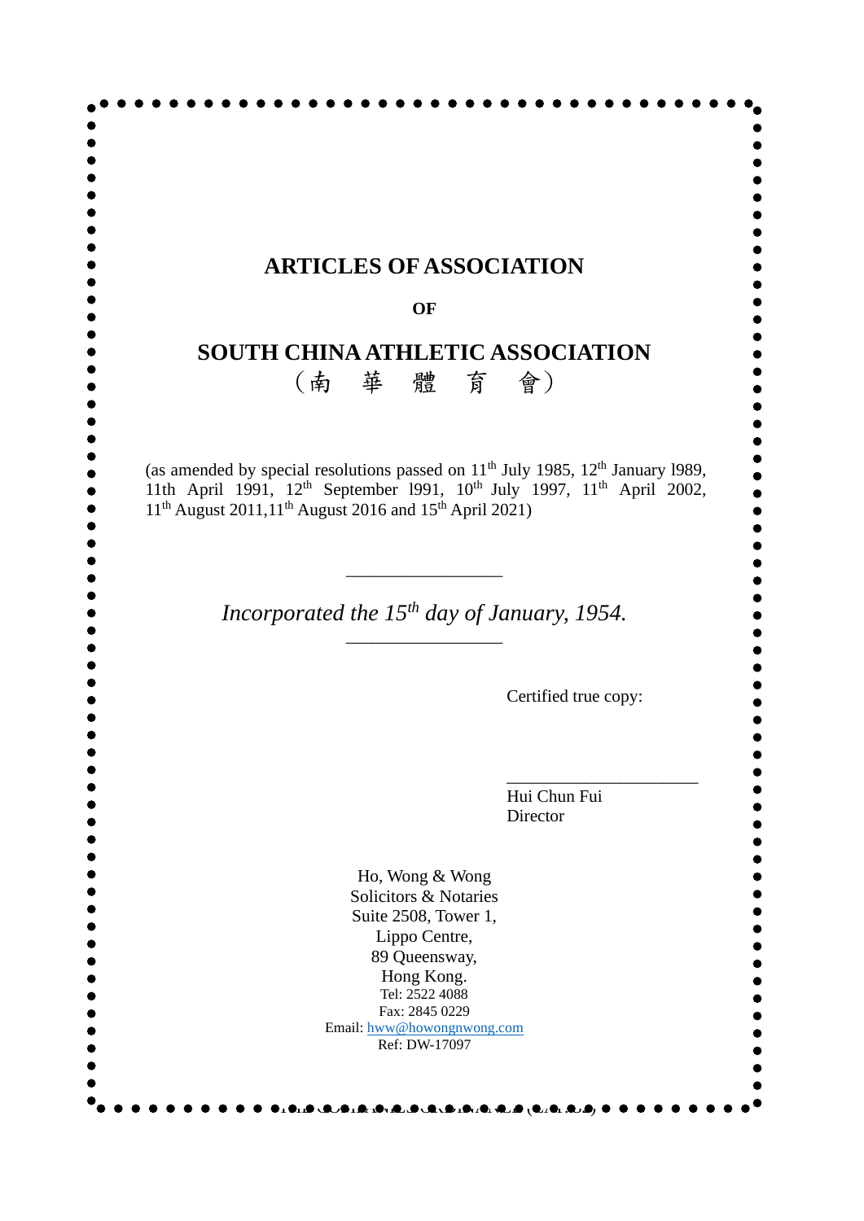# ARTICLES OF ASSOCIATION

**OF**

# SOUTH CHINA ATHLETIC ASSOCIATION

（南 華 體 育 會）

(as amended by special resolutions passed on 11th July 1985, 12th January l989, 11th April 1991, 12th September l991, 10th July 1997, 11th April 2002, 11th August 2011,11th August 2016 and 15th April 2021)

---

*Incorporated the 15th day of January, 1954.*

---

Certified true copy:

\_\_\_\_\_\_\_\_\_\_\_\_\_\_\_\_\_\_\_\_\_\_

Hui Chun Fui
Director

Ho, Wong & Wong
Solicitors & Notaries
Suite 2508, Tower 1,
Lippo Centre,
89 Queensway,
Hong Kong.
Tel: 2522 4088
Fax: 2845 0229
Email: hww@howongnwong.com
Ref: DW-17097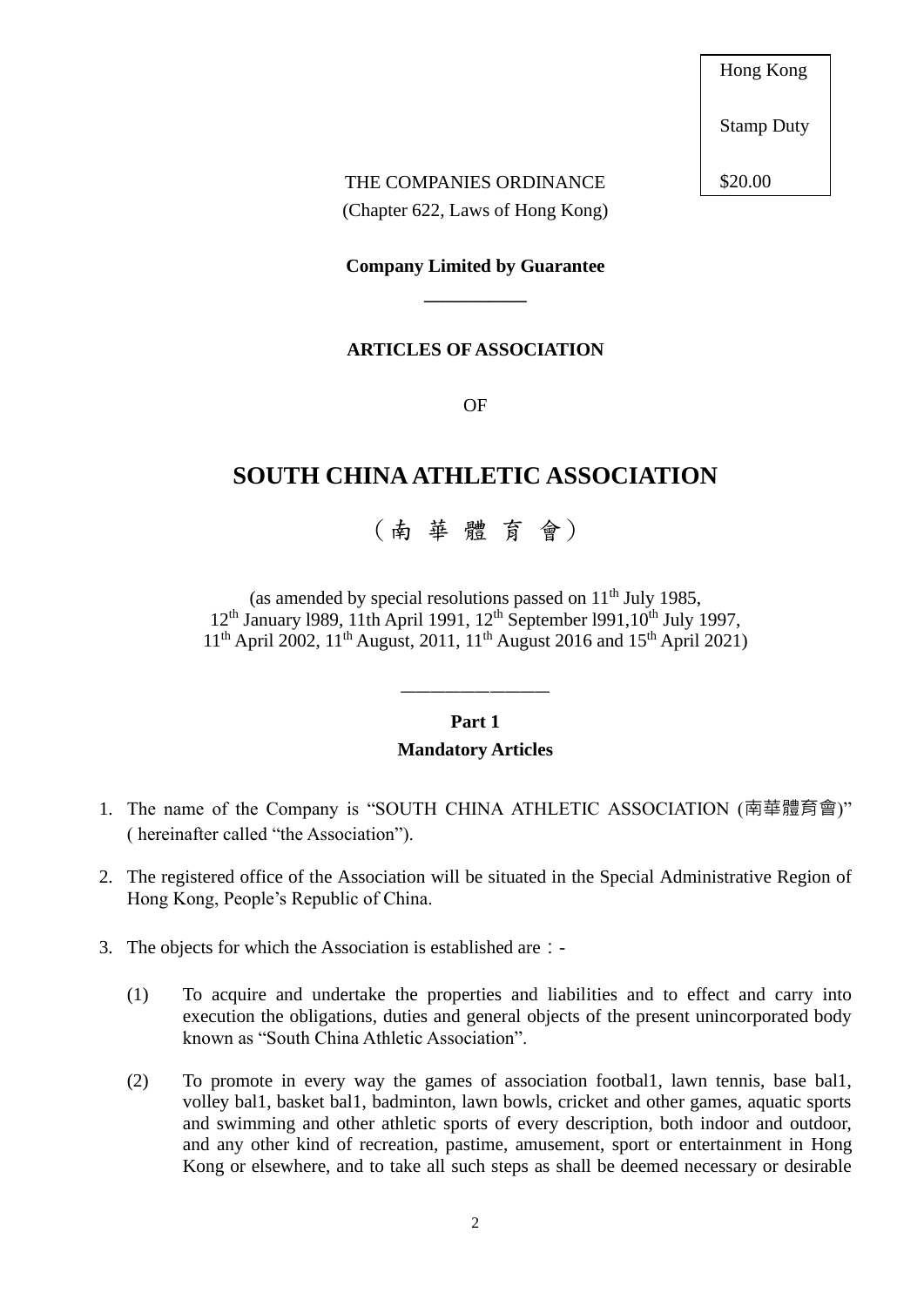Hong Kong

Stamp Duty

$20.00

THE COMPANIES ORDINANCE
(Chapter 622, Laws of Hong Kong)

**Company Limited by Guarantee**

---

**ARTICLES OF ASSOCIATION**

OF

# SOUTH CHINA ATHLETIC ASSOCIATION

# （南 華 體 育 會）

(as amended by special resolutions passed on 11th July 1985, 12th January l989, 11th April 1991, 12th September l991,10th July 1997, 11th April 2002, 11th August, 2011, 11th August 2016 and 15th April 2021)

---

## Part 1
## Mandatory Articles

1. The name of the Company is "SOUTH CHINA ATHLETIC ASSOCIATION (南華體育會)" ( hereinafter called "the Association").

2. The registered office of the Association will be situated in the Special Administrative Region of Hong Kong, People's Republic of China.

3. The objects for which the Association is established are：-

   (1) To acquire and undertake the properties and liabilities and to effect and carry into execution the obligations, duties and general objects of the present unincorporated body known as "South China Athletic Association".

   (2) To promote in every way the games of association footbal1, lawn tennis, base bal1, volley bal1, basket bal1, badminton, lawn bowls, cricket and other games, aquatic sports and swimming and other athletic sports of every description, both indoor and outdoor, and any other kind of recreation, pastime, amusement, sport or entertainment in Hong Kong or elsewhere, and to take all such steps as shall be deemed necessary or desirable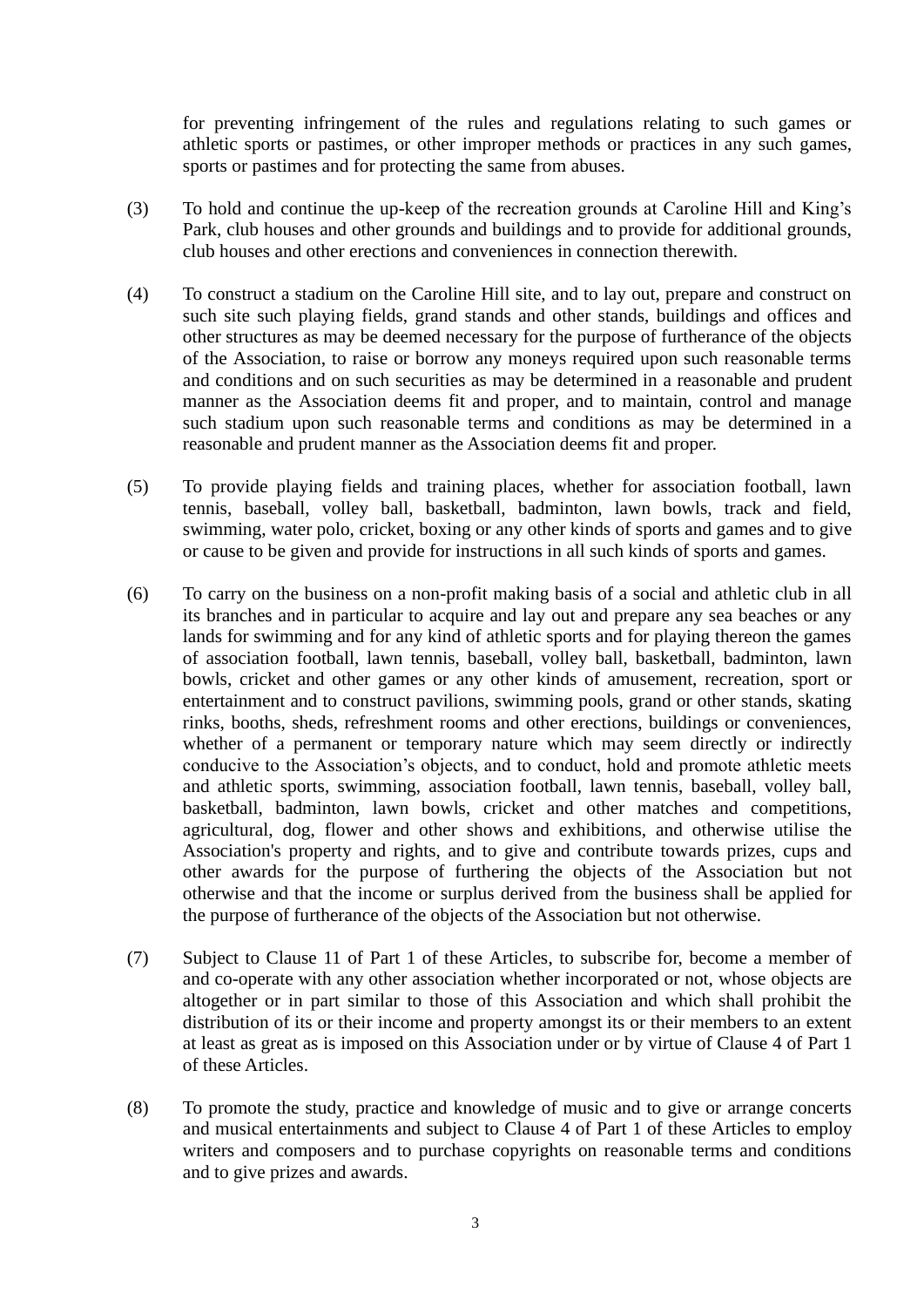for preventing infringement of the rules and regulations relating to such games or athletic sports or pastimes, or other improper methods or practices in any such games, sports or pastimes and for protecting the same from abuses.

(3) To hold and continue the up-keep of the recreation grounds at Caroline Hill and King's Park, club houses and other grounds and buildings and to provide for additional grounds, club houses and other erections and conveniences in connection therewith.

(4) To construct a stadium on the Caroline Hill site, and to lay out, prepare and construct on such site such playing fields, grand stands and other stands, buildings and offices and other structures as may be deemed necessary for the purpose of furtherance of the objects of the Association, to raise or borrow any moneys required upon such reasonable terms and conditions and on such securities as may be determined in a reasonable and prudent manner as the Association deems fit and proper, and to maintain, control and manage such stadium upon such reasonable terms and conditions as may be determined in a reasonable and prudent manner as the Association deems fit and proper.

(5) To provide playing fields and training places, whether for association football, lawn tennis, baseball, volley ball, basketball, badminton, lawn bowls, track and field, swimming, water polo, cricket, boxing or any other kinds of sports and games and to give or cause to be given and provide for instructions in all such kinds of sports and games.

(6) To carry on the business on a non-profit making basis of a social and athletic club in all its branches and in particular to acquire and lay out and prepare any sea beaches or any lands for swimming and for any kind of athletic sports and for playing thereon the games of association football, lawn tennis, baseball, volley ball, basketball, badminton, lawn bowls, cricket and other games or any other kinds of amusement, recreation, sport or entertainment and to construct pavilions, swimming pools, grand or other stands, skating rinks, booths, sheds, refreshment rooms and other erections, buildings or conveniences, whether of a permanent or temporary nature which may seem directly or indirectly conducive to the Association's objects, and to conduct, hold and promote athletic meets and athletic sports, swimming, association football, lawn tennis, baseball, volley ball, basketball, badminton, lawn bowls, cricket and other matches and competitions, agricultural, dog, flower and other shows and exhibitions, and otherwise utilise the Association's property and rights, and to give and contribute towards prizes, cups and other awards for the purpose of furthering the objects of the Association but not otherwise and that the income or surplus derived from the business shall be applied for the purpose of furtherance of the objects of the Association but not otherwise.

(7) Subject to Clause 11 of Part 1 of these Articles, to subscribe for, become a member of and co-operate with any other association whether incorporated or not, whose objects are altogether or in part similar to those of this Association and which shall prohibit the distribution of its or their income and property amongst its or their members to an extent at least as great as is imposed on this Association under or by virtue of Clause 4 of Part 1 of these Articles.

(8) To promote the study, practice and knowledge of music and to give or arrange concerts and musical entertainments and subject to Clause 4 of Part 1 of these Articles to employ writers and composers and to purchase copyrights on reasonable terms and conditions and to give prizes and awards.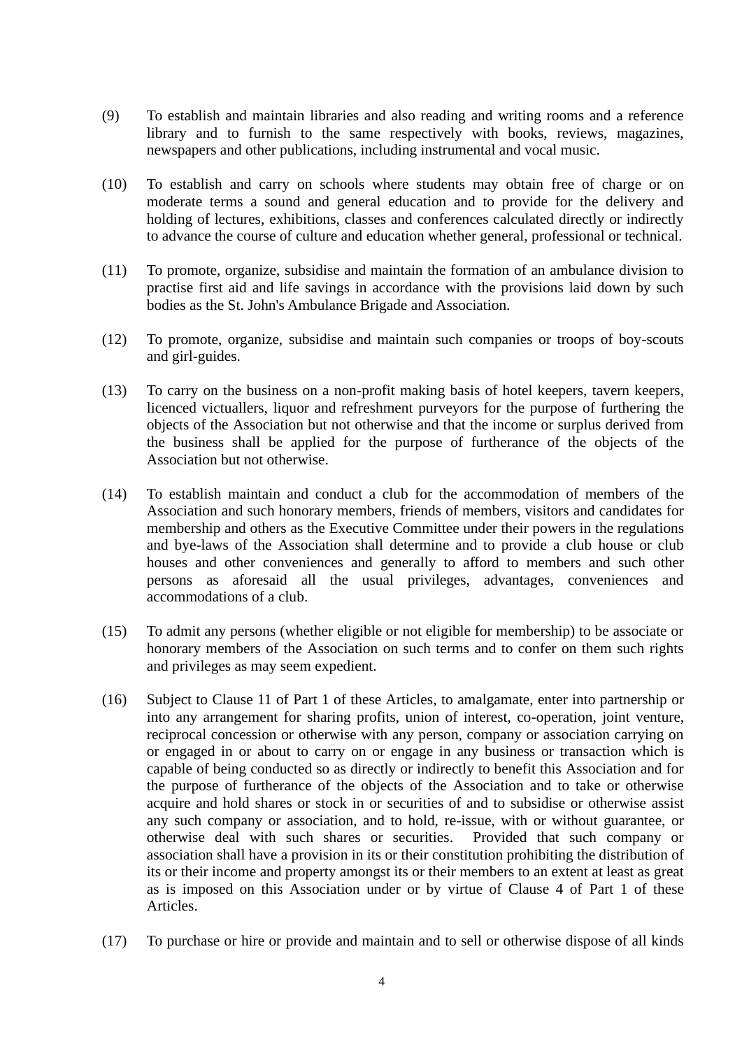(9) To establish and maintain libraries and also reading and writing rooms and a reference library and to furnish to the same respectively with books, reviews, magazines, newspapers and other publications, including instrumental and vocal music.

(10) To establish and carry on schools where students may obtain free of charge or on moderate terms a sound and general education and to provide for the delivery and holding of lectures, exhibitions, classes and conferences calculated directly or indirectly to advance the course of culture and education whether general, professional or technical.

(11) To promote, organize, subsidise and maintain the formation of an ambulance division to practise first aid and life savings in accordance with the provisions laid down by such bodies as the St. John's Ambulance Brigade and Association.

(12) To promote, organize, subsidise and maintain such companies or troops of boy-scouts and girl-guides.

(13) To carry on the business on a non-profit making basis of hotel keepers, tavern keepers, licenced victuallers, liquor and refreshment purveyors for the purpose of furthering the objects of the Association but not otherwise and that the income or surplus derived from the business shall be applied for the purpose of furtherance of the objects of the Association but not otherwise.

(14) To establish maintain and conduct a club for the accommodation of members of the Association and such honorary members, friends of members, visitors and candidates for membership and others as the Executive Committee under their powers in the regulations and bye-laws of the Association shall determine and to provide a club house or club houses and other conveniences and generally to afford to members and such other persons as aforesaid all the usual privileges, advantages, conveniences and accommodations of a club.

(15) To admit any persons (whether eligible or not eligible for membership) to be associate or honorary members of the Association on such terms and to confer on them such rights and privileges as may seem expedient.

(16) Subject to Clause 11 of Part 1 of these Articles, to amalgamate, enter into partnership or into any arrangement for sharing profits, union of interest, co-operation, joint venture, reciprocal concession or otherwise with any person, company or association carrying on or engaged in or about to carry on or engage in any business or transaction which is capable of being conducted so as directly or indirectly to benefit this Association and for the purpose of furtherance of the objects of the Association and to take or otherwise acquire and hold shares or stock in or securities of and to subsidise or otherwise assist any such company or association, and to hold, re-issue, with or without guarantee, or otherwise deal with such shares or securities. Provided that such company or association shall have a provision in its or their constitution prohibiting the distribution of its or their income and property amongst its or their members to an extent at least as great as is imposed on this Association under or by virtue of Clause 4 of Part 1 of these Articles.

(17) To purchase or hire or provide and maintain and to sell or otherwise dispose of all kinds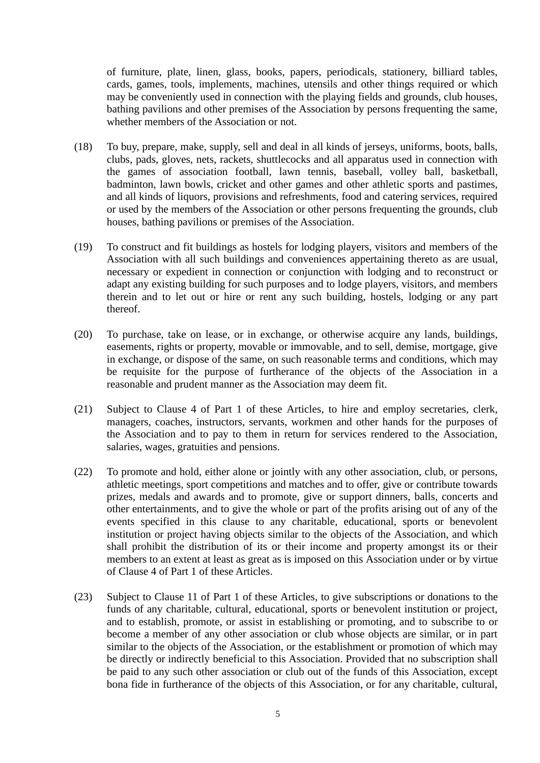of furniture, plate, linen, glass, books, papers, periodicals, stationery, billiard tables, cards, games, tools, implements, machines, utensils and other things required or which may be conveniently used in connection with the playing fields and grounds, club houses, bathing pavilions and other premises of the Association by persons frequenting the same, whether members of the Association or not.

(18) To buy, prepare, make, supply, sell and deal in all kinds of jerseys, uniforms, boots, balls, clubs, pads, gloves, nets, rackets, shuttlecocks and all apparatus used in connection with the games of association football, lawn tennis, baseball, volley ball, basketball, badminton, lawn bowls, cricket and other games and other athletic sports and pastimes, and all kinds of liquors, provisions and refreshments, food and catering services, required or used by the members of the Association or other persons frequenting the grounds, club houses, bathing pavilions or premises of the Association.

(19) To construct and fit buildings as hostels for lodging players, visitors and members of the Association with all such buildings and conveniences appertaining thereto as are usual, necessary or expedient in connection or conjunction with lodging and to reconstruct or adapt any existing building for such purposes and to lodge players, visitors, and members therein and to let out or hire or rent any such building, hostels, lodging or any part thereof.

(20) To purchase, take on lease, or in exchange, or otherwise acquire any lands, buildings, easements, rights or property, movable or immovable, and to sell, demise, mortgage, give in exchange, or dispose of the same, on such reasonable terms and conditions, which may be requisite for the purpose of furtherance of the objects of the Association in a reasonable and prudent manner as the Association may deem fit.

(21) Subject to Clause 4 of Part 1 of these Articles, to hire and employ secretaries, clerk, managers, coaches, instructors, servants, workmen and other hands for the purposes of the Association and to pay to them in return for services rendered to the Association, salaries, wages, gratuities and pensions.

(22) To promote and hold, either alone or jointly with any other association, club, or persons, athletic meetings, sport competitions and matches and to offer, give or contribute towards prizes, medals and awards and to promote, give or support dinners, balls, concerts and other entertainments, and to give the whole or part of the profits arising out of any of the events specified in this clause to any charitable, educational, sports or benevolent institution or project having objects similar to the objects of the Association, and which shall prohibit the distribution of its or their income and property amongst its or their members to an extent at least as great as is imposed on this Association under or by virtue of Clause 4 of Part 1 of these Articles.

(23) Subject to Clause 11 of Part 1 of these Articles, to give subscriptions or donations to the funds of any charitable, cultural, educational, sports or benevolent institution or project, and to establish, promote, or assist in establishing or promoting, and to subscribe to or become a member of any other association or club whose objects are similar, or in part similar to the objects of the Association, or the establishment or promotion of which may be directly or indirectly beneficial to this Association. Provided that no subscription shall be paid to any such other association or club out of the funds of this Association, except bona fide in furtherance of the objects of this Association, or for any charitable, cultural,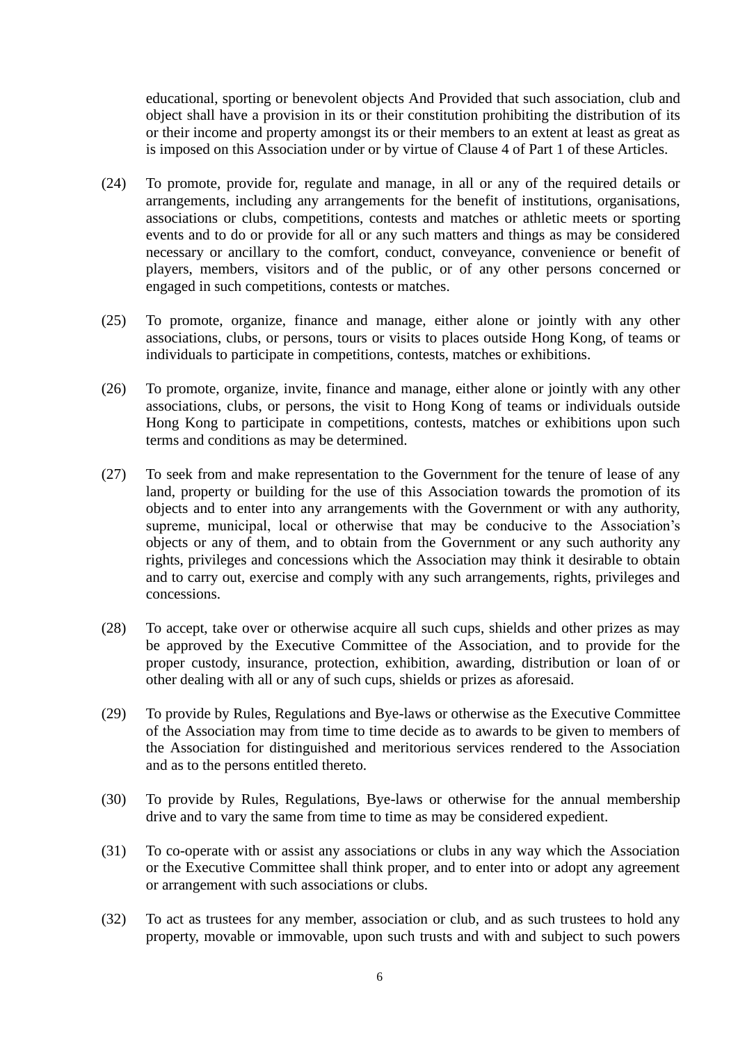educational, sporting or benevolent objects And Provided that such association, club and object shall have a provision in its or their constitution prohibiting the distribution of its or their income and property amongst its or their members to an extent at least as great as is imposed on this Association under or by virtue of Clause 4 of Part 1 of these Articles.

(24) To promote, provide for, regulate and manage, in all or any of the required details or arrangements, including any arrangements for the benefit of institutions, organisations, associations or clubs, competitions, contests and matches or athletic meets or sporting events and to do or provide for all or any such matters and things as may be considered necessary or ancillary to the comfort, conduct, conveyance, convenience or benefit of players, members, visitors and of the public, or of any other persons concerned or engaged in such competitions, contests or matches.

(25) To promote, organize, finance and manage, either alone or jointly with any other associations, clubs, or persons, tours or visits to places outside Hong Kong, of teams or individuals to participate in competitions, contests, matches or exhibitions.

(26) To promote, organize, invite, finance and manage, either alone or jointly with any other associations, clubs, or persons, the visit to Hong Kong of teams or individuals outside Hong Kong to participate in competitions, contests, matches or exhibitions upon such terms and conditions as may be determined.

(27) To seek from and make representation to the Government for the tenure of lease of any land, property or building for the use of this Association towards the promotion of its objects and to enter into any arrangements with the Government or with any authority, supreme, municipal, local or otherwise that may be conducive to the Association's objects or any of them, and to obtain from the Government or any such authority any rights, privileges and concessions which the Association may think it desirable to obtain and to carry out, exercise and comply with any such arrangements, rights, privileges and concessions.

(28) To accept, take over or otherwise acquire all such cups, shields and other prizes as may be approved by the Executive Committee of the Association, and to provide for the proper custody, insurance, protection, exhibition, awarding, distribution or loan of or other dealing with all or any of such cups, shields or prizes as aforesaid.

(29) To provide by Rules, Regulations and Bye-laws or otherwise as the Executive Committee of the Association may from time to time decide as to awards to be given to members of the Association for distinguished and meritorious services rendered to the Association and as to the persons entitled thereto.

(30) To provide by Rules, Regulations, Bye-laws or otherwise for the annual membership drive and to vary the same from time to time as may be considered expedient.

(31) To co-operate with or assist any associations or clubs in any way which the Association or the Executive Committee shall think proper, and to enter into or adopt any agreement or arrangement with such associations or clubs.

(32) To act as trustees for any member, association or club, and as such trustees to hold any property, movable or immovable, upon such trusts and with and subject to such powers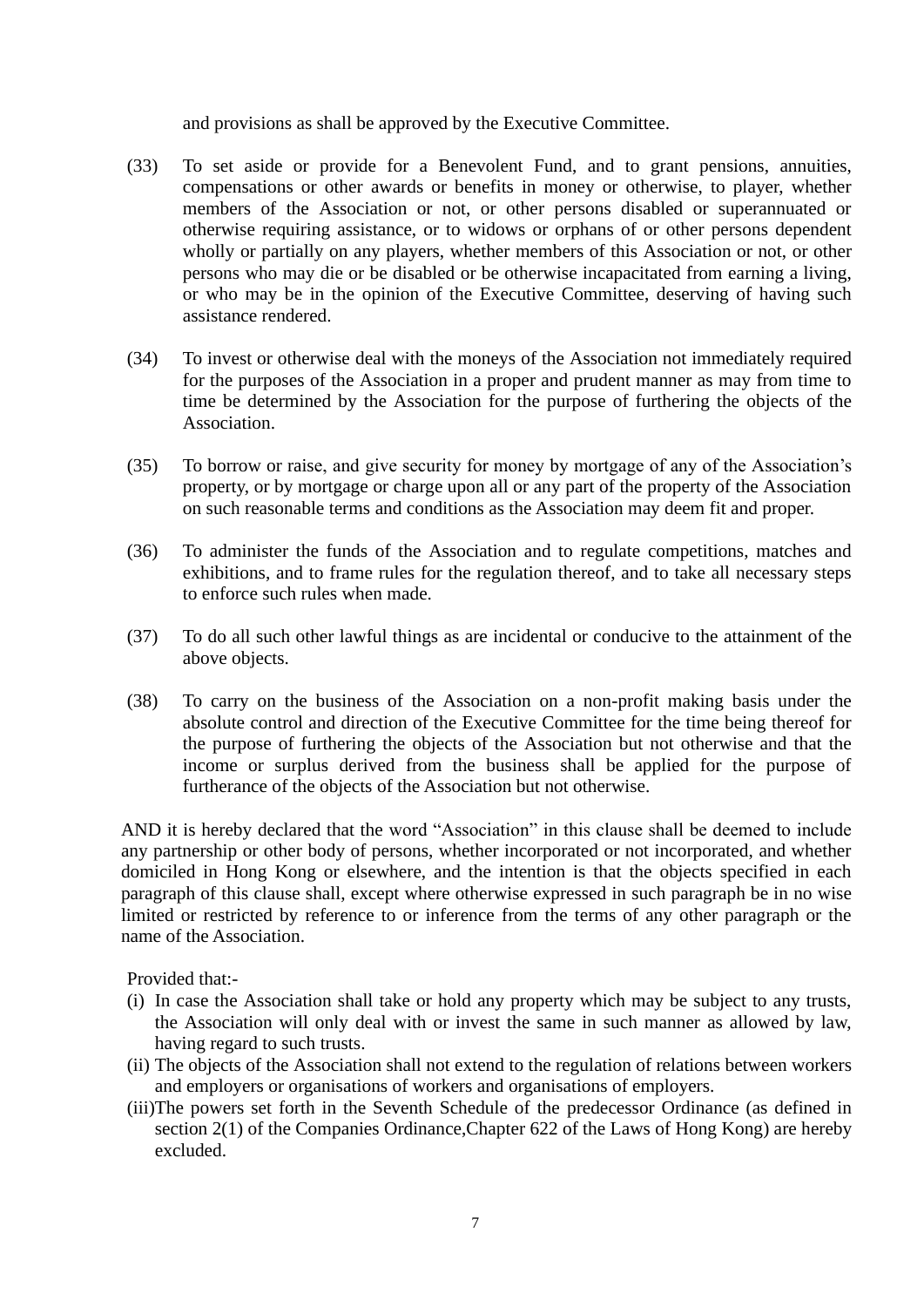and provisions as shall be approved by the Executive Committee.

(33) To set aside or provide for a Benevolent Fund, and to grant pensions, annuities, compensations or other awards or benefits in money or otherwise, to player, whether members of the Association or not, or other persons disabled or superannuated or otherwise requiring assistance, or to widows or orphans of or other persons dependent wholly or partially on any players, whether members of this Association or not, or other persons who may die or be disabled or be otherwise incapacitated from earning a living, or who may be in the opinion of the Executive Committee, deserving of having such assistance rendered.

(34) To invest or otherwise deal with the moneys of the Association not immediately required for the purposes of the Association in a proper and prudent manner as may from time to time be determined by the Association for the purpose of furthering the objects of the Association.

(35) To borrow or raise, and give security for money by mortgage of any of the Association's property, or by mortgage or charge upon all or any part of the property of the Association on such reasonable terms and conditions as the Association may deem fit and proper.

(36) To administer the funds of the Association and to regulate competitions, matches and exhibitions, and to frame rules for the regulation thereof, and to take all necessary steps to enforce such rules when made.

(37) To do all such other lawful things as are incidental or conducive to the attainment of the above objects.

(38) To carry on the business of the Association on a non-profit making basis under the absolute control and direction of the Executive Committee for the time being thereof for the purpose of furthering the objects of the Association but not otherwise and that the income or surplus derived from the business shall be applied for the purpose of furtherance of the objects of the Association but not otherwise.

AND it is hereby declared that the word "Association" in this clause shall be deemed to include any partnership or other body of persons, whether incorporated or not incorporated, and whether domiciled in Hong Kong or elsewhere, and the intention is that the objects specified in each paragraph of this clause shall, except where otherwise expressed in such paragraph be in no wise limited or restricted by reference to or inference from the terms of any other paragraph or the name of the Association.

Provided that:-

(i) In case the Association shall take or hold any property which may be subject to any trusts, the Association will only deal with or invest the same in such manner as allowed by law, having regard to such trusts.

(ii) The objects of the Association shall not extend to the regulation of relations between workers and employers or organisations of workers and organisations of employers.

(iii) The powers set forth in the Seventh Schedule of the predecessor Ordinance (as defined in section 2(1) of the Companies Ordinance,Chapter 622 of the Laws of Hong Kong) are hereby excluded.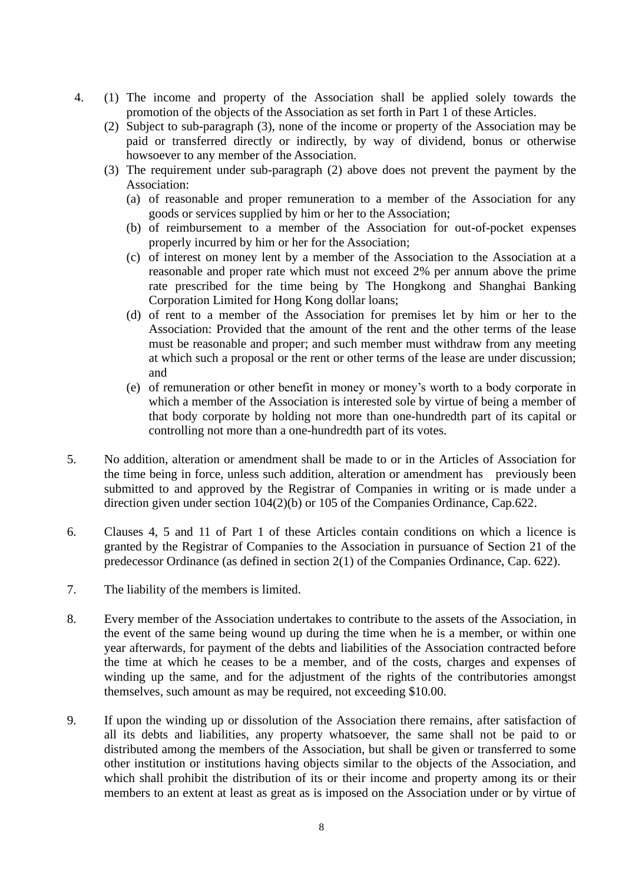4. (1) The income and property of the Association shall be applied solely towards the promotion of the objects of the Association as set forth in Part 1 of these Articles.

   (2) Subject to sub-paragraph (3), none of the income or property of the Association may be paid or transferred directly or indirectly, by way of dividend, bonus or otherwise howsoever to any member of the Association.

   (3) The requirement under sub-paragraph (2) above does not prevent the payment by the Association:

      (a) of reasonable and proper remuneration to a member of the Association for any goods or services supplied by him or her to the Association;

      (b) of reimbursement to a member of the Association for out-of-pocket expenses properly incurred by him or her for the Association;

      (c) of interest on money lent by a member of the Association to the Association at a reasonable and proper rate which must not exceed 2% per annum above the prime rate prescribed for the time being by The Hongkong and Shanghai Banking Corporation Limited for Hong Kong dollar loans;

      (d) of rent to a member of the Association for premises let by him or her to the Association: Provided that the amount of the rent and the other terms of the lease must be reasonable and proper; and such member must withdraw from any meeting at which such a proposal or the rent or other terms of the lease are under discussion; and

      (e) of remuneration or other benefit in money or money's worth to a body corporate in which a member of the Association is interested sole by virtue of being a member of that body corporate by holding not more than one-hundredth part of its capital or controlling not more than a one-hundredth part of its votes.

5. No addition, alteration or amendment shall be made to or in the Articles of Association for the time being in force, unless such addition, alteration or amendment has previously been submitted to and approved by the Registrar of Companies in writing or is made under a direction given under section 104(2)(b) or 105 of the Companies Ordinance, Cap.622.

6. Clauses 4, 5 and 11 of Part 1 of these Articles contain conditions on which a licence is granted by the Registrar of Companies to the Association in pursuance of Section 21 of the predecessor Ordinance (as defined in section 2(1) of the Companies Ordinance, Cap. 622).

7. The liability of the members is limited.

8. Every member of the Association undertakes to contribute to the assets of the Association, in the event of the same being wound up during the time when he is a member, or within one year afterwards, for payment of the debts and liabilities of the Association contracted before the time at which he ceases to be a member, and of the costs, charges and expenses of winding up the same, and for the adjustment of the rights of the contributories amongst themselves, such amount as may be required, not exceeding $10.00.

9. If upon the winding up or dissolution of the Association there remains, after satisfaction of all its debts and liabilities, any property whatsoever, the same shall not be paid to or distributed among the members of the Association, but shall be given or transferred to some other institution or institutions having objects similar to the objects of the Association, and which shall prohibit the distribution of its or their income and property among its or their members to an extent at least as great as is imposed on the Association under or by virtue of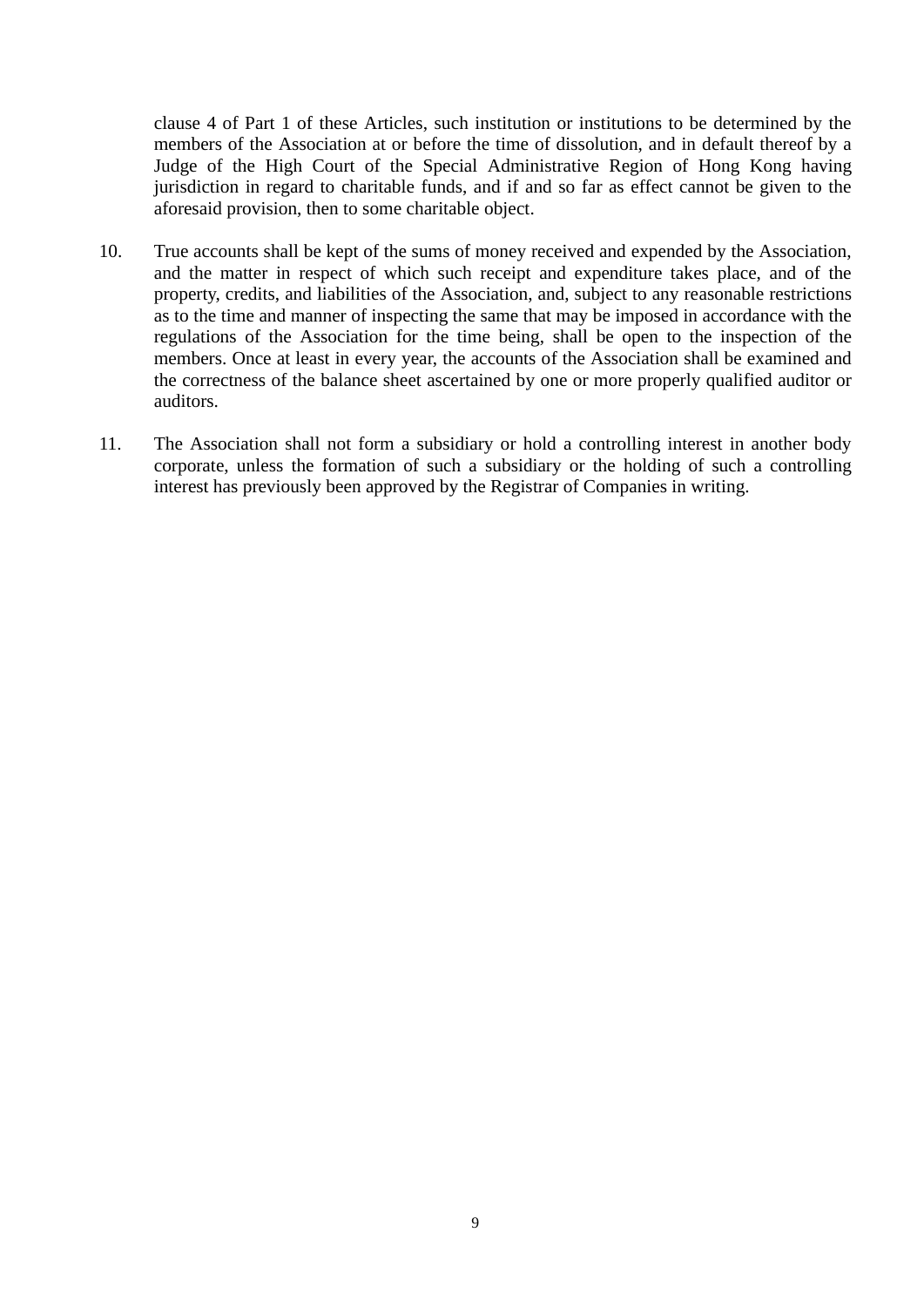clause 4 of Part 1 of these Articles, such institution or institutions to be determined by the members of the Association at or before the time of dissolution, and in default thereof by a Judge of the High Court of the Special Administrative Region of Hong Kong having jurisdiction in regard to charitable funds, and if and so far as effect cannot be given to the aforesaid provision, then to some charitable object.

10. True accounts shall be kept of the sums of money received and expended by the Association, and the matter in respect of which such receipt and expenditure takes place, and of the property, credits, and liabilities of the Association, and, subject to any reasonable restrictions as to the time and manner of inspecting the same that may be imposed in accordance with the regulations of the Association for the time being, shall be open to the inspection of the members. Once at least in every year, the accounts of the Association shall be examined and the correctness of the balance sheet ascertained by one or more properly qualified auditor or auditors.

11. The Association shall not form a subsidiary or hold a controlling interest in another body corporate, unless the formation of such a subsidiary or the holding of such a controlling interest has previously been approved by the Registrar of Companies in writing.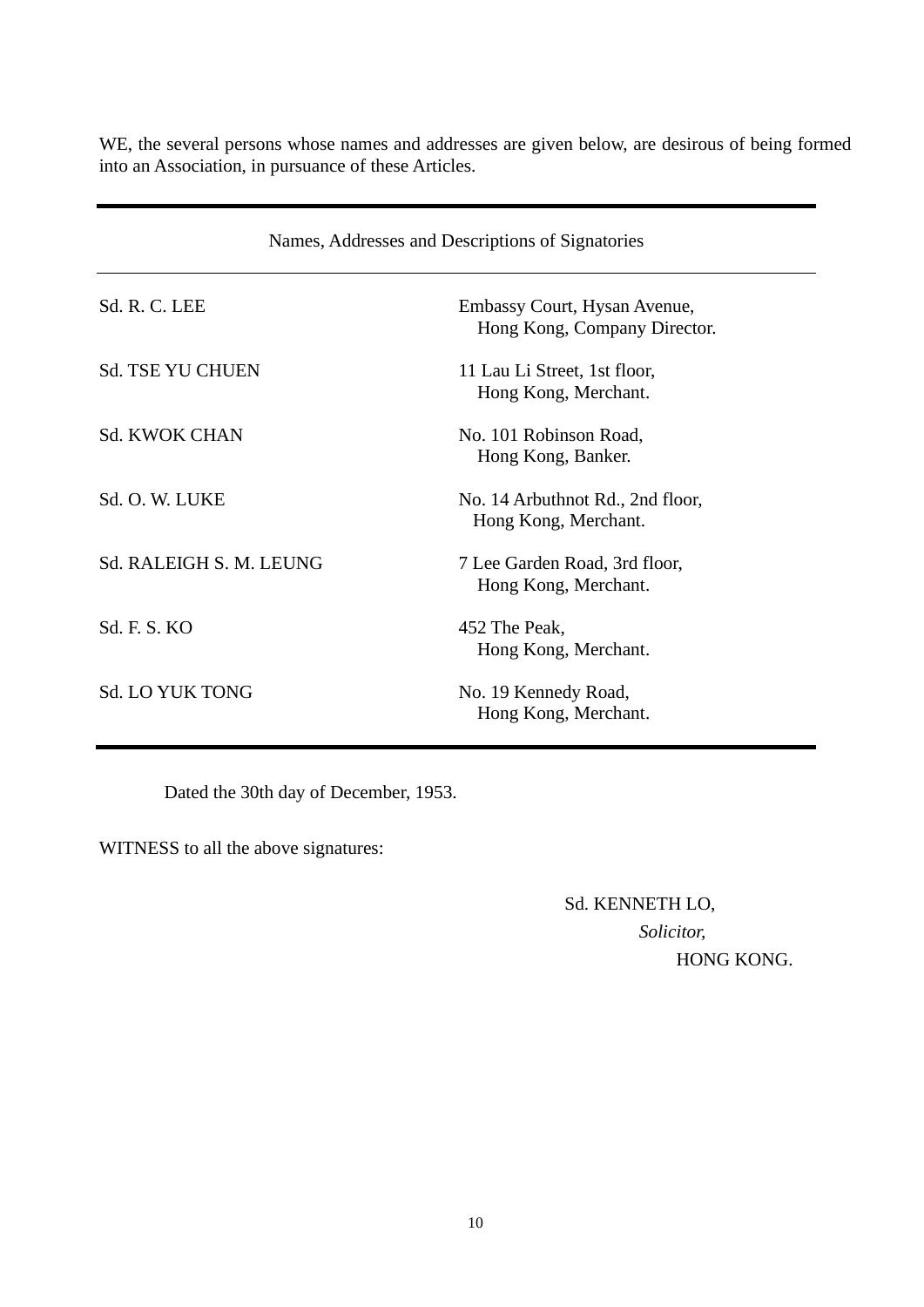WE, the several persons whose names and addresses are given below, are desirous of being formed into an Association, in pursuance of these Articles.

| Names, Addresses and Descriptions of Signatories | |
|---|---|
| Sd. R. C. LEE | Embassy Court, Hysan Avenue, Hong Kong, Company Director. |
| Sd. TSE YU CHUEN | 11 Lau Li Street, 1st floor, Hong Kong, Merchant. |
| Sd. KWOK CHAN | No. 101 Robinson Road, Hong Kong, Banker. |
| Sd. O. W. LUKE | No. 14 Arbuthnot Rd., 2nd floor, Hong Kong, Merchant. |
| Sd. RALEIGH S. M. LEUNG | 7 Lee Garden Road, 3rd floor, Hong Kong, Merchant. |
| Sd. F. S. KO | 452 The Peak, Hong Kong, Merchant. |
| Sd. LO YUK TONG | No. 19 Kennedy Road, Hong Kong, Merchant. |

Dated the 30th day of December, 1953.

WITNESS to all the above signatures:

Sd. KENNETH LO,
*Solicitor,*
HONG KONG.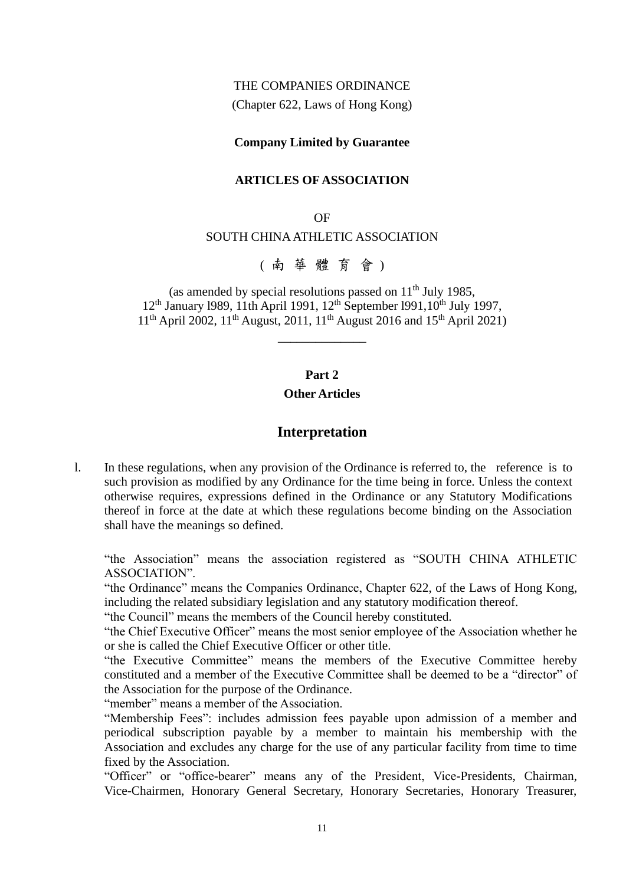THE COMPANIES ORDINANCE

(Chapter 622, Laws of Hong Kong)

**Company Limited by Guarantee**

**ARTICLES OF ASSOCIATION**

OF

SOUTH CHINA ATHLETIC ASSOCIATION

( 南 華 體 育 會 )

(as amended by special resolutions passed on 11th July 1985, 12th January l989, 11th April 1991, 12th September l991,10th July 1997, 11th April 2002, 11th August, 2011, 11th August 2016 and 15th April 2021)

______________

**Part 2**

**Other Articles**

## Interpretation

l. In these regulations, when any provision of the Ordinance is referred to, the reference is to such provision as modified by any Ordinance for the time being in force. Unless the context otherwise requires, expressions defined in the Ordinance or any Statutory Modifications thereof in force at the date at which these regulations become binding on the Association shall have the meanings so defined.

"the Association" means the association registered as "SOUTH CHINA ATHLETIC ASSOCIATION".

"the Ordinance" means the Companies Ordinance, Chapter 622, of the Laws of Hong Kong, including the related subsidiary legislation and any statutory modification thereof.

"the Council" means the members of the Council hereby constituted.

"the Chief Executive Officer" means the most senior employee of the Association whether he or she is called the Chief Executive Officer or other title.

"the Executive Committee" means the members of the Executive Committee hereby constituted and a member of the Executive Committee shall be deemed to be a "director" of the Association for the purpose of the Ordinance.

"member" means a member of the Association.

"Membership Fees": includes admission fees payable upon admission of a member and periodical subscription payable by a member to maintain his membership with the Association and excludes any charge for the use of any particular facility from time to time fixed by the Association.

"Officer" or "office-bearer" means any of the President, Vice-Presidents, Chairman, Vice-Chairmen, Honorary General Secretary, Honorary Secretaries, Honorary Treasurer,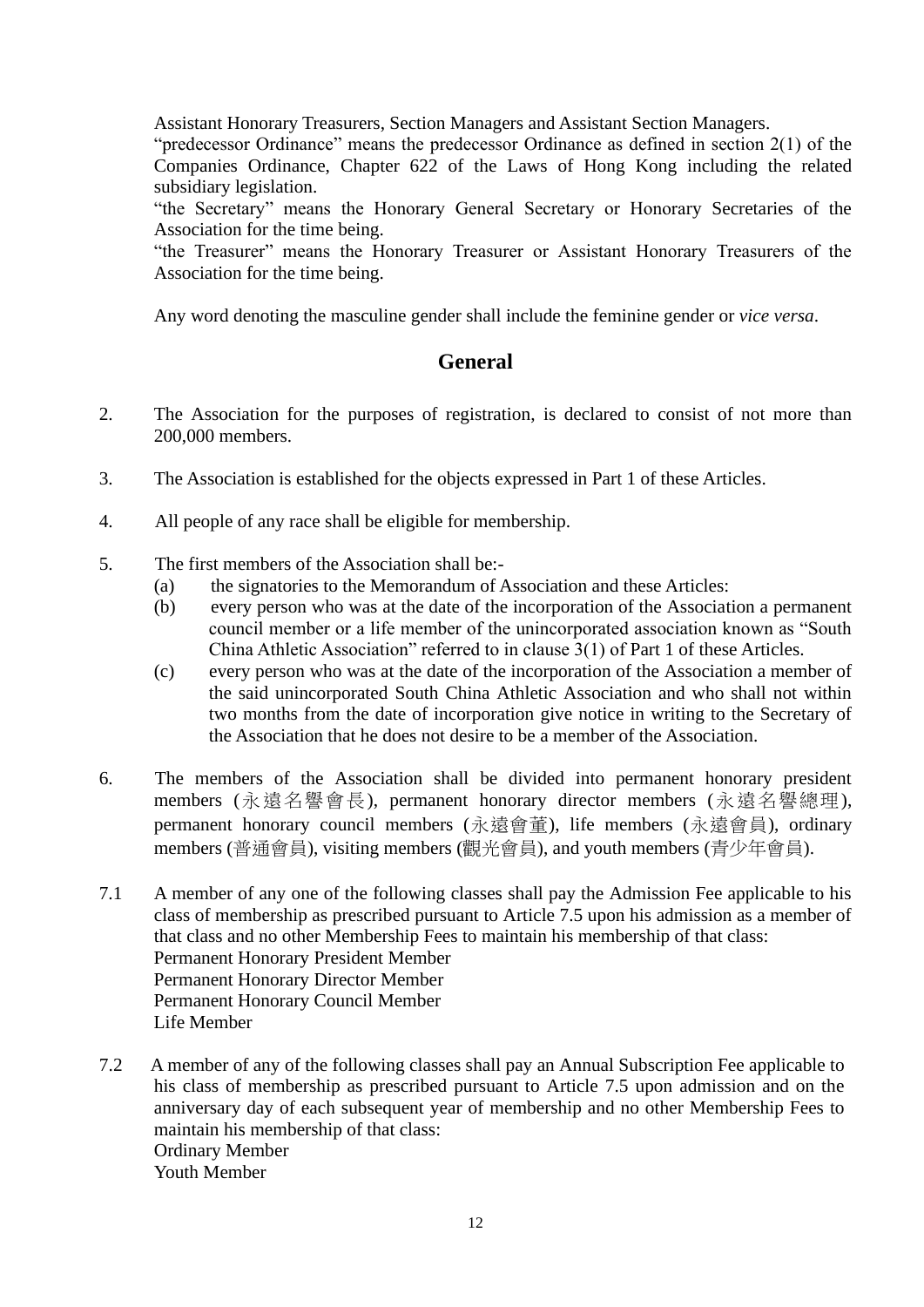Assistant Honorary Treasurers, Section Managers and Assistant Section Managers.

"predecessor Ordinance" means the predecessor Ordinance as defined in section 2(1) of the Companies Ordinance, Chapter 622 of the Laws of Hong Kong including the related subsidiary legislation.

"the Secretary" means the Honorary General Secretary or Honorary Secretaries of the Association for the time being.

"the Treasurer" means the Honorary Treasurer or Assistant Honorary Treasurers of the Association for the time being.

Any word denoting the masculine gender shall include the feminine gender or *vice versa*.

## General

2. The Association for the purposes of registration, is declared to consist of not more than 200,000 members.

3. The Association is established for the objects expressed in Part 1 of these Articles.

4. All people of any race shall be eligible for membership.

5. The first members of the Association shall be:-
   (a) the signatories to the Memorandum of Association and these Articles:
   (b) every person who was at the date of the incorporation of the Association a permanent council member or a life member of the unincorporated association known as "South China Athletic Association" referred to in clause 3(1) of Part 1 of these Articles.
   (c) every person who was at the date of the incorporation of the Association a member of the said unincorporated South China Athletic Association and who shall not within two months from the date of incorporation give notice in writing to the Secretary of the Association that he does not desire to be a member of the Association.

6. The members of the Association shall be divided into permanent honorary president members (永遠名譽會長), permanent honorary director members (永遠名譽總理), permanent honorary council members (永遠會董), life members (永遠會員), ordinary members (普通會員), visiting members (觀光會員), and youth members (青少年會員).

7.1 A member of any one of the following classes shall pay the Admission Fee applicable to his class of membership as prescribed pursuant to Article 7.5 upon his admission as a member of that class and no other Membership Fees to maintain his membership of that class:
Permanent Honorary President Member
Permanent Honorary Director Member
Permanent Honorary Council Member
Life Member

7.2 A member of any of the following classes shall pay an Annual Subscription Fee applicable to his class of membership as prescribed pursuant to Article 7.5 upon admission and on the anniversary day of each subsequent year of membership and no other Membership Fees to maintain his membership of that class:
Ordinary Member
Youth Member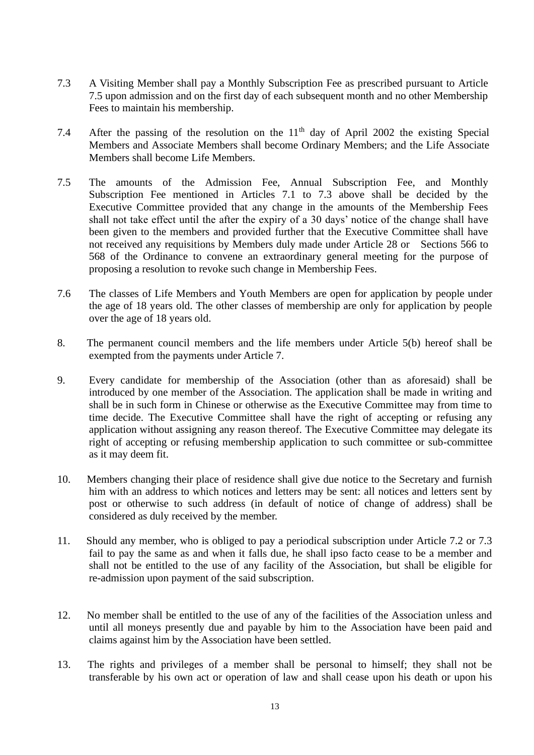7.3 A Visiting Member shall pay a Monthly Subscription Fee as prescribed pursuant to Article 7.5 upon admission and on the first day of each subsequent month and no other Membership Fees to maintain his membership.

7.4 After the passing of the resolution on the 11th day of April 2002 the existing Special Members and Associate Members shall become Ordinary Members; and the Life Associate Members shall become Life Members.

7.5 The amounts of the Admission Fee, Annual Subscription Fee, and Monthly Subscription Fee mentioned in Articles 7.1 to 7.3 above shall be decided by the Executive Committee provided that any change in the amounts of the Membership Fees shall not take effect until the after the expiry of a 30 days' notice of the change shall have been given to the members and provided further that the Executive Committee shall have not received any requisitions by Members duly made under Article 28 or Sections 566 to 568 of the Ordinance to convene an extraordinary general meeting for the purpose of proposing a resolution to revoke such change in Membership Fees.

7.6 The classes of Life Members and Youth Members are open for application by people under the age of 18 years old. The other classes of membership are only for application by people over the age of 18 years old.

8. The permanent council members and the life members under Article 5(b) hereof shall be exempted from the payments under Article 7.

9. Every candidate for membership of the Association (other than as aforesaid) shall be introduced by one member of the Association. The application shall be made in writing and shall be in such form in Chinese or otherwise as the Executive Committee may from time to time decide. The Executive Committee shall have the right of accepting or refusing any application without assigning any reason thereof. The Executive Committee may delegate its right of accepting or refusing membership application to such committee or sub-committee as it may deem fit.

10. Members changing their place of residence shall give due notice to the Secretary and furnish him with an address to which notices and letters may be sent: all notices and letters sent by post or otherwise to such address (in default of notice of change of address) shall be considered as duly received by the member.

11. Should any member, who is obliged to pay a periodical subscription under Article 7.2 or 7.3 fail to pay the same as and when it falls due, he shall ipso facto cease to be a member and shall not be entitled to the use of any facility of the Association, but shall be eligible for re-admission upon payment of the said subscription.

12. No member shall be entitled to the use of any of the facilities of the Association unless and until all moneys presently due and payable by him to the Association have been paid and claims against him by the Association have been settled.

13. The rights and privileges of a member shall be personal to himself; they shall not be transferable by his own act or operation of law and shall cease upon his death or upon his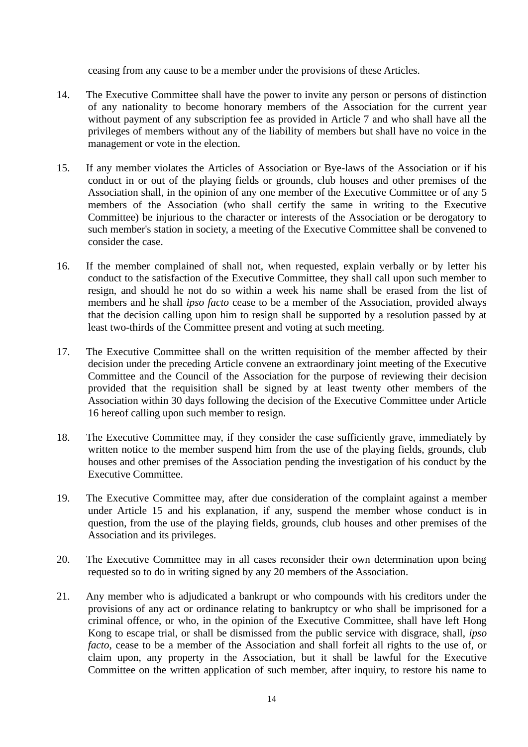ceasing from any cause to be a member under the provisions of these Articles.

14. The Executive Committee shall have the power to invite any person or persons of distinction of any nationality to become honorary members of the Association for the current year without payment of any subscription fee as provided in Article 7 and who shall have all the privileges of members without any of the liability of members but shall have no voice in the management or vote in the election.

15. If any member violates the Articles of Association or Bye-laws of the Association or if his conduct in or out of the playing fields or grounds, club houses and other premises of the Association shall, in the opinion of any one member of the Executive Committee or of any 5 members of the Association (who shall certify the same in writing to the Executive Committee) be injurious to the character or interests of the Association or be derogatory to such member's station in society, a meeting of the Executive Committee shall be convened to consider the case.

16. If the member complained of shall not, when requested, explain verbally or by letter his conduct to the satisfaction of the Executive Committee, they shall call upon such member to resign, and should he not do so within a week his name shall be erased from the list of members and he shall *ipso facto* cease to be a member of the Association, provided always that the decision calling upon him to resign shall be supported by a resolution passed by at least two-thirds of the Committee present and voting at such meeting.

17. The Executive Committee shall on the written requisition of the member affected by their decision under the preceding Article convene an extraordinary joint meeting of the Executive Committee and the Council of the Association for the purpose of reviewing their decision provided that the requisition shall be signed by at least twenty other members of the Association within 30 days following the decision of the Executive Committee under Article 16 hereof calling upon such member to resign.

18. The Executive Committee may, if they consider the case sufficiently grave, immediately by written notice to the member suspend him from the use of the playing fields, grounds, club houses and other premises of the Association pending the investigation of his conduct by the Executive Committee.

19. The Executive Committee may, after due consideration of the complaint against a member under Article 15 and his explanation, if any, suspend the member whose conduct is in question, from the use of the playing fields, grounds, club houses and other premises of the Association and its privileges.

20. The Executive Committee may in all cases reconsider their own determination upon being requested so to do in writing signed by any 20 members of the Association.

21. Any member who is adjudicated a bankrupt or who compounds with his creditors under the provisions of any act or ordinance relating to bankruptcy or who shall be imprisoned for a criminal offence, or who, in the opinion of the Executive Committee, shall have left Hong Kong to escape trial, or shall be dismissed from the public service with disgrace, shall, *ipso facto*, cease to be a member of the Association and shall forfeit all rights to the use of, or claim upon, any property in the Association, but it shall be lawful for the Executive Committee on the written application of such member, after inquiry, to restore his name to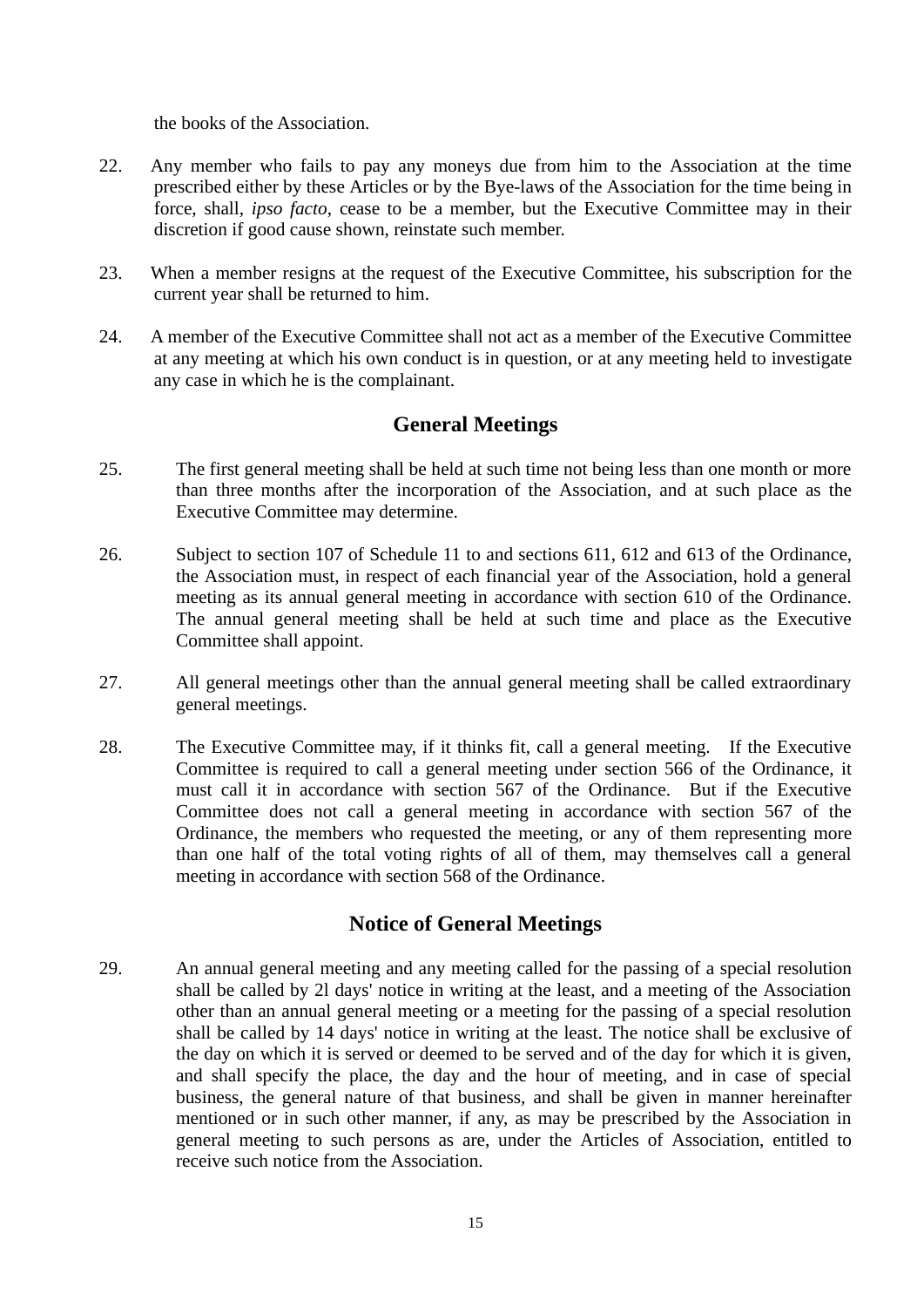the books of the Association.

22. Any member who fails to pay any moneys due from him to the Association at the time prescribed either by these Articles or by the Bye-laws of the Association for the time being in force, shall, *ipso facto*, cease to be a member, but the Executive Committee may in their discretion if good cause shown, reinstate such member.

23. When a member resigns at the request of the Executive Committee, his subscription for the current year shall be returned to him.

24. A member of the Executive Committee shall not act as a member of the Executive Committee at any meeting at which his own conduct is in question, or at any meeting held to investigate any case in which he is the complainant.

## General Meetings

25. The first general meeting shall be held at such time not being less than one month or more than three months after the incorporation of the Association, and at such place as the Executive Committee may determine.

26. Subject to section 107 of Schedule 11 to and sections 611, 612 and 613 of the Ordinance, the Association must, in respect of each financial year of the Association, hold a general meeting as its annual general meeting in accordance with section 610 of the Ordinance. The annual general meeting shall be held at such time and place as the Executive Committee shall appoint.

27. All general meetings other than the annual general meeting shall be called extraordinary general meetings.

28. The Executive Committee may, if it thinks fit, call a general meeting. If the Executive Committee is required to call a general meeting under section 566 of the Ordinance, it must call it in accordance with section 567 of the Ordinance. But if the Executive Committee does not call a general meeting in accordance with section 567 of the Ordinance, the members who requested the meeting, or any of them representing more than one half of the total voting rights of all of them, may themselves call a general meeting in accordance with section 568 of the Ordinance.

## Notice of General Meetings

29. An annual general meeting and any meeting called for the passing of a special resolution shall be called by 2l days' notice in writing at the least, and a meeting of the Association other than an annual general meeting or a meeting for the passing of a special resolution shall be called by 14 days' notice in writing at the least. The notice shall be exclusive of the day on which it is served or deemed to be served and of the day for which it is given, and shall specify the place, the day and the hour of meeting, and in case of special business, the general nature of that business, and shall be given in manner hereinafter mentioned or in such other manner, if any, as may be prescribed by the Association in general meeting to such persons as are, under the Articles of Association, entitled to receive such notice from the Association.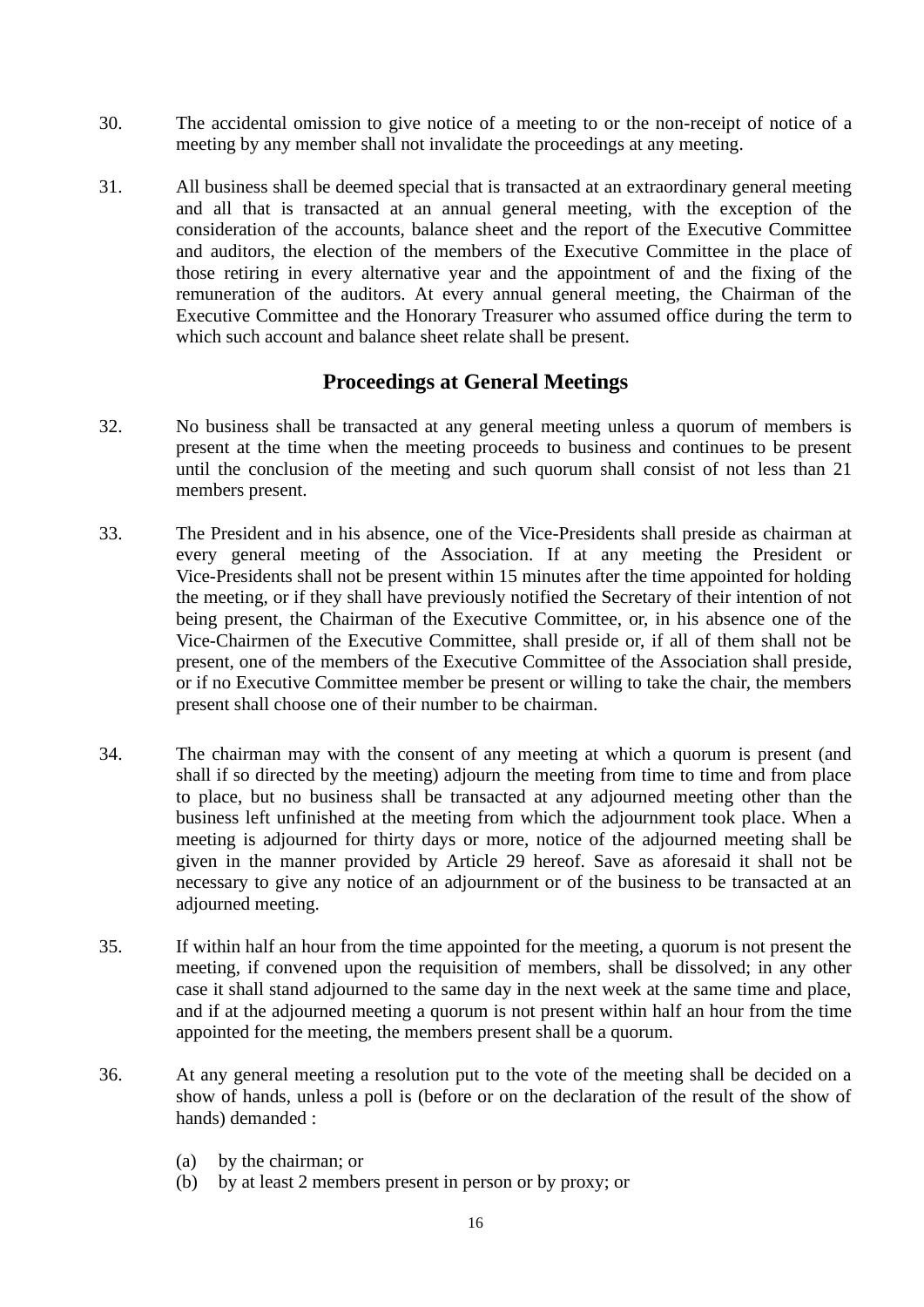30. The accidental omission to give notice of a meeting to or the non-receipt of notice of a meeting by any member shall not invalidate the proceedings at any meeting.

31. All business shall be deemed special that is transacted at an extraordinary general meeting and all that is transacted at an annual general meeting, with the exception of the consideration of the accounts, balance sheet and the report of the Executive Committee and auditors, the election of the members of the Executive Committee in the place of those retiring in every alternative year and the appointment of and the fixing of the remuneration of the auditors. At every annual general meeting, the Chairman of the Executive Committee and the Honorary Treasurer who assumed office during the term to which such account and balance sheet relate shall be present.

## Proceedings at General Meetings

32. No business shall be transacted at any general meeting unless a quorum of members is present at the time when the meeting proceeds to business and continues to be present until the conclusion of the meeting and such quorum shall consist of not less than 21 members present.

33. The President and in his absence, one of the Vice-Presidents shall preside as chairman at every general meeting of the Association. If at any meeting the President or Vice-Presidents shall not be present within 15 minutes after the time appointed for holding the meeting, or if they shall have previously notified the Secretary of their intention of not being present, the Chairman of the Executive Committee, or, in his absence one of the Vice-Chairmen of the Executive Committee, shall preside or, if all of them shall not be present, one of the members of the Executive Committee of the Association shall preside, or if no Executive Committee member be present or willing to take the chair, the members present shall choose one of their number to be chairman.

34. The chairman may with the consent of any meeting at which a quorum is present (and shall if so directed by the meeting) adjourn the meeting from time to time and from place to place, but no business shall be transacted at any adjourned meeting other than the business left unfinished at the meeting from which the adjournment took place. When a meeting is adjourned for thirty days or more, notice of the adjourned meeting shall be given in the manner provided by Article 29 hereof. Save as aforesaid it shall not be necessary to give any notice of an adjournment or of the business to be transacted at an adjourned meeting.

35. If within half an hour from the time appointed for the meeting, a quorum is not present the meeting, if convened upon the requisition of members, shall be dissolved; in any other case it shall stand adjourned to the same day in the next week at the same time and place, and if at the adjourned meeting a quorum is not present within half an hour from the time appointed for the meeting, the members present shall be a quorum.

36. At any general meeting a resolution put to the vote of the meeting shall be decided on a show of hands, unless a poll is (before or on the declaration of the result of the show of hands) demanded :

    (a) by the chairman; or
    (b) by at least 2 members present in person or by proxy; or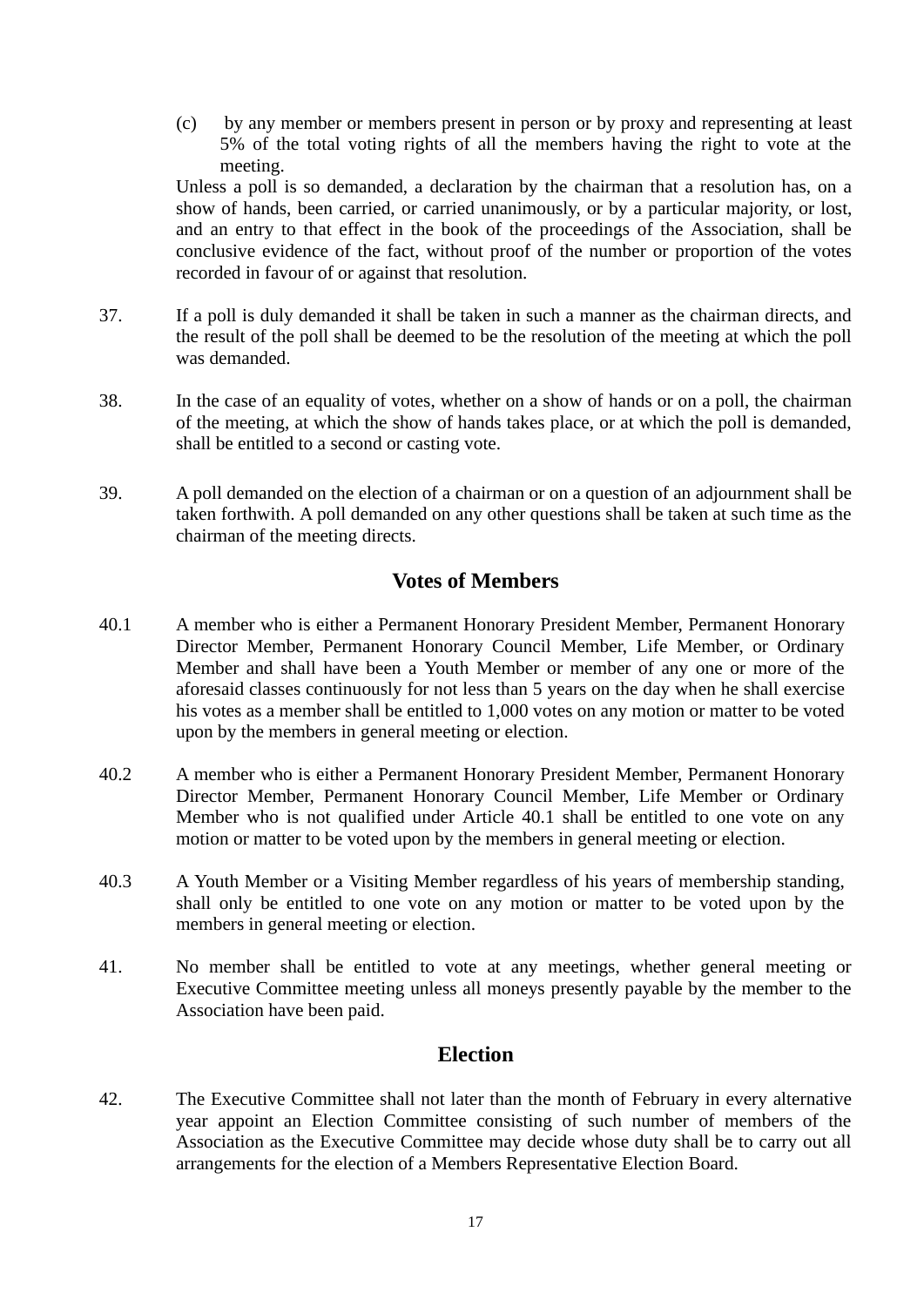(c) by any member or members present in person or by proxy and representing at least 5% of the total voting rights of all the members having the right to vote at the meeting.

Unless a poll is so demanded, a declaration by the chairman that a resolution has, on a show of hands, been carried, or carried unanimously, or by a particular majority, or lost, and an entry to that effect in the book of the proceedings of the Association, shall be conclusive evidence of the fact, without proof of the number or proportion of the votes recorded in favour of or against that resolution.

37. If a poll is duly demanded it shall be taken in such a manner as the chairman directs, and the result of the poll shall be deemed to be the resolution of the meeting at which the poll was demanded.

38. In the case of an equality of votes, whether on a show of hands or on a poll, the chairman of the meeting, at which the show of hands takes place, or at which the poll is demanded, shall be entitled to a second or casting vote.

39. A poll demanded on the election of a chairman or on a question of an adjournment shall be taken forthwith. A poll demanded on any other questions shall be taken at such time as the chairman of the meeting directs.

## Votes of Members

40.1 A member who is either a Permanent Honorary President Member, Permanent Honorary Director Member, Permanent Honorary Council Member, Life Member, or Ordinary Member and shall have been a Youth Member or member of any one or more of the aforesaid classes continuously for not less than 5 years on the day when he shall exercise his votes as a member shall be entitled to 1,000 votes on any motion or matter to be voted upon by the members in general meeting or election.

40.2 A member who is either a Permanent Honorary President Member, Permanent Honorary Director Member, Permanent Honorary Council Member, Life Member or Ordinary Member who is not qualified under Article 40.1 shall be entitled to one vote on any motion or matter to be voted upon by the members in general meeting or election.

40.3 A Youth Member or a Visiting Member regardless of his years of membership standing, shall only be entitled to one vote on any motion or matter to be voted upon by the members in general meeting or election.

41. No member shall be entitled to vote at any meetings, whether general meeting or Executive Committee meeting unless all moneys presently payable by the member to the Association have been paid.

## Election

42. The Executive Committee shall not later than the month of February in every alternative year appoint an Election Committee consisting of such number of members of the Association as the Executive Committee may decide whose duty shall be to carry out all arrangements for the election of a Members Representative Election Board.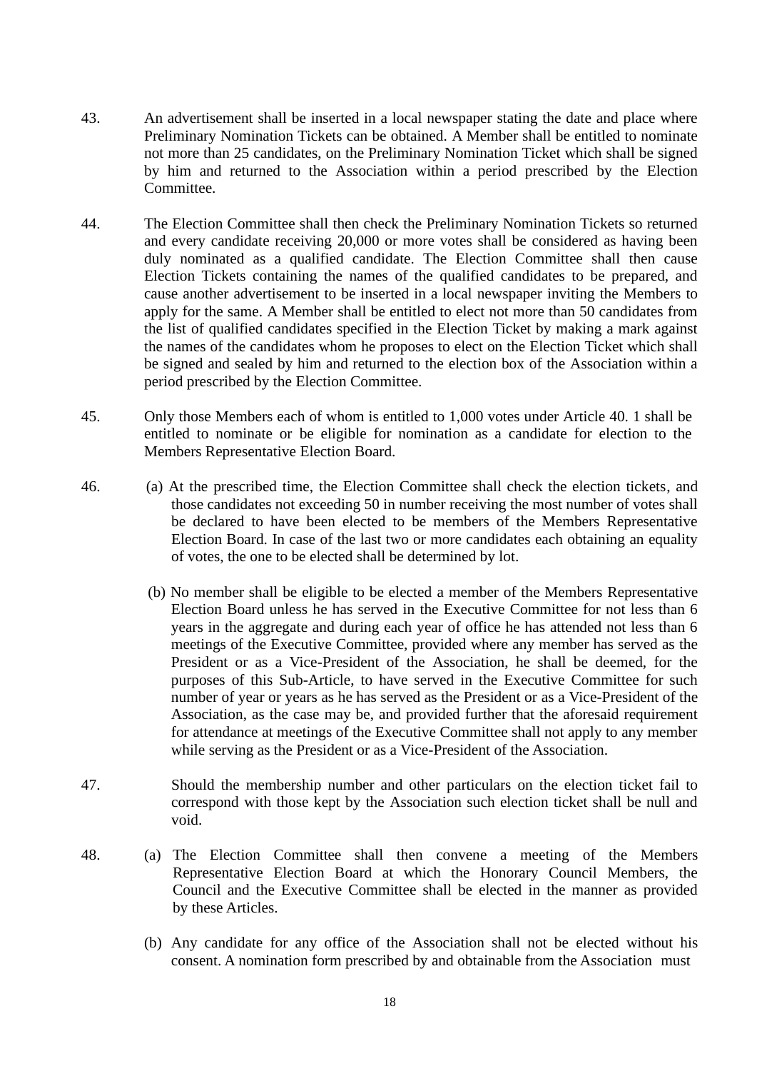43. An advertisement shall be inserted in a local newspaper stating the date and place where Preliminary Nomination Tickets can be obtained. A Member shall be entitled to nominate not more than 25 candidates, on the Preliminary Nomination Ticket which shall be signed by him and returned to the Association within a period prescribed by the Election Committee.

44. The Election Committee shall then check the Preliminary Nomination Tickets so returned and every candidate receiving 20,000 or more votes shall be considered as having been duly nominated as a qualified candidate. The Election Committee shall then cause Election Tickets containing the names of the qualified candidates to be prepared, and cause another advertisement to be inserted in a local newspaper inviting the Members to apply for the same. A Member shall be entitled to elect not more than 50 candidates from the list of qualified candidates specified in the Election Ticket by making a mark against the names of the candidates whom he proposes to elect on the Election Ticket which shall be signed and sealed by him and returned to the election box of the Association within a period prescribed by the Election Committee.

45. Only those Members each of whom is entitled to 1,000 votes under Article 40. 1 shall be entitled to nominate or be eligible for nomination as a candidate for election to the Members Representative Election Board.

46. (a) At the prescribed time, the Election Committee shall check the election tickets, and those candidates not exceeding 50 in number receiving the most number of votes shall be declared to have been elected to be members of the Members Representative Election Board. In case of the last two or more candidates each obtaining an equality of votes, the one to be elected shall be determined by lot.

    (b) No member shall be eligible to be elected a member of the Members Representative Election Board unless he has served in the Executive Committee for not less than 6 years in the aggregate and during each year of office he has attended not less than 6 meetings of the Executive Committee, provided where any member has served as the President or as a Vice-President of the Association, he shall be deemed, for the purposes of this Sub-Article, to have served in the Executive Committee for such number of year or years as he has served as the President or as a Vice-President of the Association, as the case may be, and provided further that the aforesaid requirement for attendance at meetings of the Executive Committee shall not apply to any member while serving as the President or as a Vice-President of the Association.

47. Should the membership number and other particulars on the election ticket fail to correspond with those kept by the Association such election ticket shall be null and void.

48. (a) The Election Committee shall then convene a meeting of the Members Representative Election Board at which the Honorary Council Members, the Council and the Executive Committee shall be elected in the manner as provided by these Articles.

    (b) Any candidate for any office of the Association shall not be elected without his consent. A nomination form prescribed by and obtainable from the Association must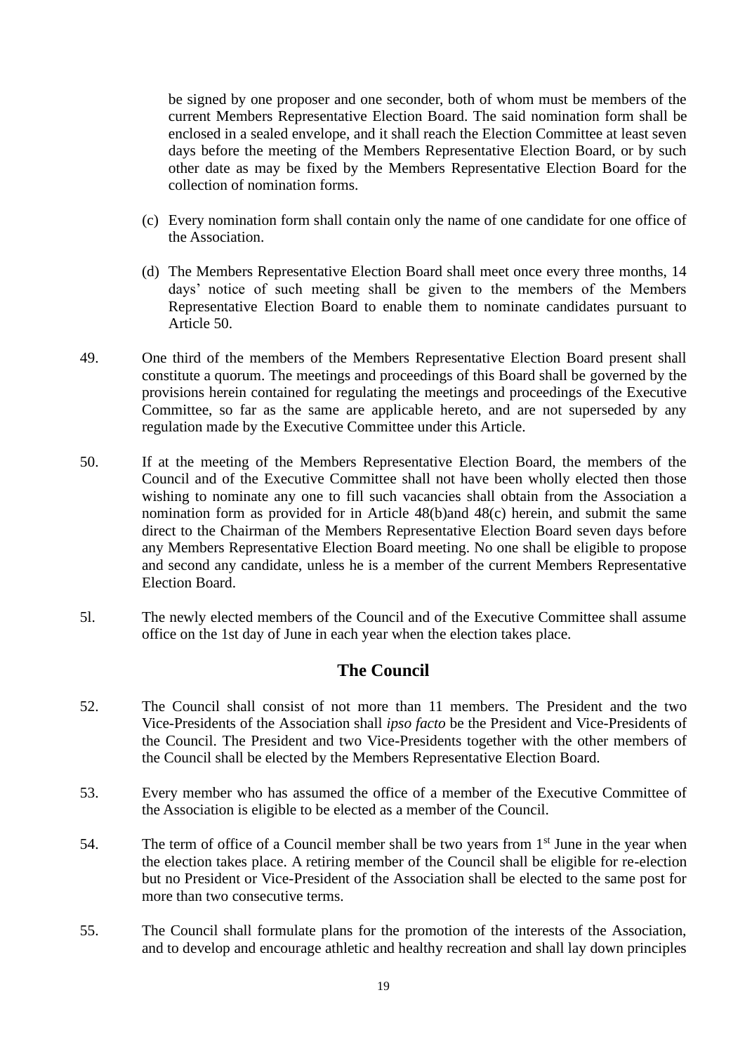be signed by one proposer and one seconder, both of whom must be members of the current Members Representative Election Board. The said nomination form shall be enclosed in a sealed envelope, and it shall reach the Election Committee at least seven days before the meeting of the Members Representative Election Board, or by such other date as may be fixed by the Members Representative Election Board for the collection of nomination forms.

(c) Every nomination form shall contain only the name of one candidate for one office of the Association.

(d) The Members Representative Election Board shall meet once every three months, 14 days' notice of such meeting shall be given to the members of the Members Representative Election Board to enable them to nominate candidates pursuant to Article 50.

49. One third of the members of the Members Representative Election Board present shall constitute a quorum. The meetings and proceedings of this Board shall be governed by the provisions herein contained for regulating the meetings and proceedings of the Executive Committee, so far as the same are applicable hereto, and are not superseded by any regulation made by the Executive Committee under this Article.

50. If at the meeting of the Members Representative Election Board, the members of the Council and of the Executive Committee shall not have been wholly elected then those wishing to nominate any one to fill such vacancies shall obtain from the Association a nomination form as provided for in Article 48(b)and 48(c) herein, and submit the same direct to the Chairman of the Members Representative Election Board seven days before any Members Representative Election Board meeting. No one shall be eligible to propose and second any candidate, unless he is a member of the current Members Representative Election Board.

5l. The newly elected members of the Council and of the Executive Committee shall assume office on the 1st day of June in each year when the election takes place.

## The Council

52. The Council shall consist of not more than 11 members. The President and the two Vice-Presidents of the Association shall *ipso facto* be the President and Vice-Presidents of the Council. The President and two Vice-Presidents together with the other members of the Council shall be elected by the Members Representative Election Board.

53. Every member who has assumed the office of a member of the Executive Committee of the Association is eligible to be elected as a member of the Council.

54. The term of office of a Council member shall be two years from 1st June in the year when the election takes place. A retiring member of the Council shall be eligible for re-election but no President or Vice-President of the Association shall be elected to the same post for more than two consecutive terms.

55. The Council shall formulate plans for the promotion of the interests of the Association, and to develop and encourage athletic and healthy recreation and shall lay down principles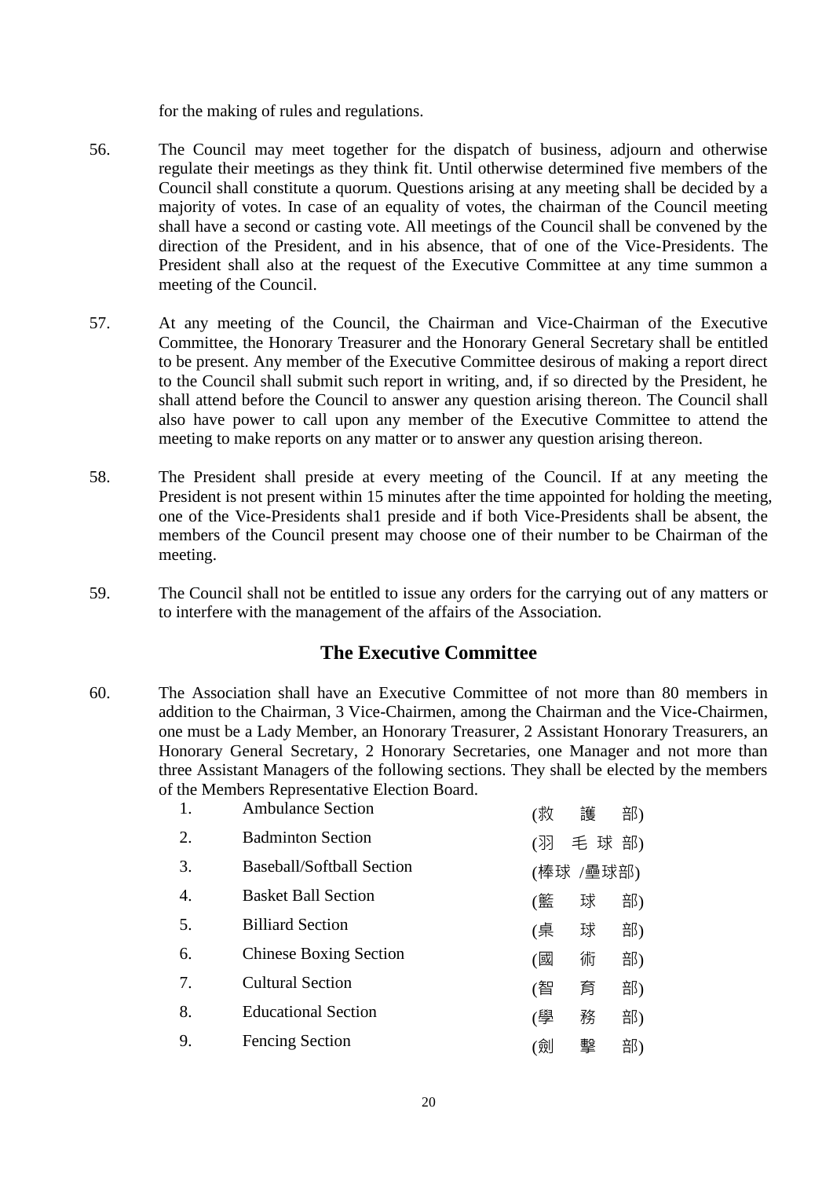for the making of rules and regulations.

56. The Council may meet together for the dispatch of business, adjourn and otherwise regulate their meetings as they think fit. Until otherwise determined five members of the Council shall constitute a quorum. Questions arising at any meeting shall be decided by a majority of votes. In case of an equality of votes, the chairman of the Council meeting shall have a second or casting vote. All meetings of the Council shall be convened by the direction of the President, and in his absence, that of one of the Vice-Presidents. The President shall also at the request of the Executive Committee at any time summon a meeting of the Council.

57. At any meeting of the Council, the Chairman and Vice-Chairman of the Executive Committee, the Honorary Treasurer and the Honorary General Secretary shall be entitled to be present. Any member of the Executive Committee desirous of making a report direct to the Council shall submit such report in writing, and, if so directed by the President, he shall attend before the Council to answer any question arising thereon. The Council shall also have power to call upon any member of the Executive Committee to attend the meeting to make reports on any matter or to answer any question arising thereon.

58. The President shall preside at every meeting of the Council. If at any meeting the President is not present within 15 minutes after the time appointed for holding the meeting, one of the Vice-Presidents shal1 preside and if both Vice-Presidents shall be absent, the members of the Council present may choose one of their number to be Chairman of the meeting.

59. The Council shall not be entitled to issue any orders for the carrying out of any matters or to interfere with the management of the affairs of the Association.

## The Executive Committee

60. The Association shall have an Executive Committee of not more than 80 members in addition to the Chairman, 3 Vice-Chairmen, among the Chairman and the Vice-Chairmen, one must be a Lady Member, an Honorary Treasurer, 2 Assistant Honorary Treasurers, an Honorary General Secretary, 2 Honorary Secretaries, one Manager and not more than three Assistant Managers of the following sections. They shall be elected by the members of the Members Representative Election Board.

| | | |
|---|---|---|
| 1. | Ambulance Section | (救護部) |
| 2. | Badminton Section | (羽毛球部) |
| 3. | Baseball/Softball Section | (棒球 /壘球部) |
| 4. | Basket Ball Section | (籃球部) |
| 5. | Billiard Section | (桌球部) |
| 6. | Chinese Boxing Section | (國術部) |
| 7. | Cultural Section | (智育部) |
| 8. | Educational Section | (學務部) |
| 9. | Fencing Section | (劍擊部) |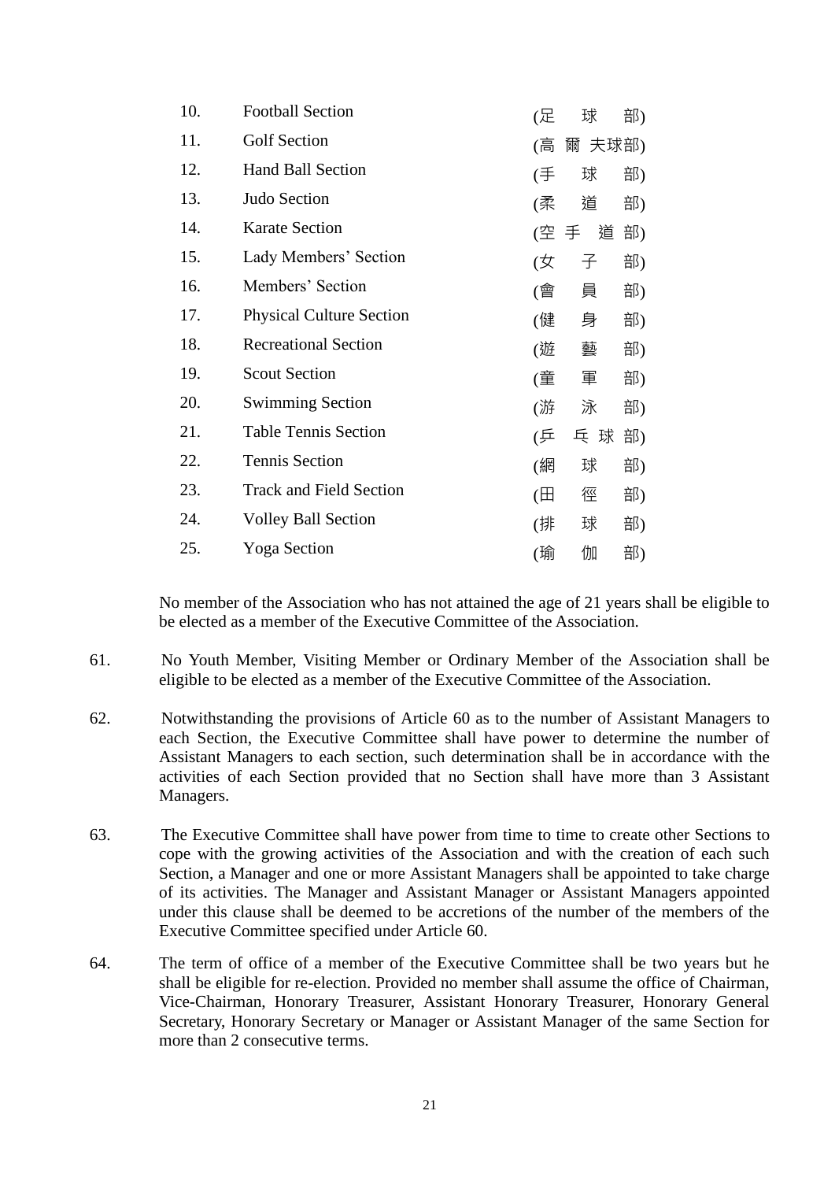10. Football Section (足 球 部)
11. Golf Section (高 爾 夫球部)
12. Hand Ball Section (手 球 部)
13. Judo Section (柔 道 部)
14. Karate Section (空 手 道 部)
15. Lady Members' Section (女 子 部)
16. Members' Section (會 員 部)
17. Physical Culture Section (健 身 部)
18. Recreational Section (遊 藝 部)
19. Scout Section (童 軍 部)
20. Swimming Section (游 泳 部)
21. Table Tennis Section (乒 乓 球 部)
22. Tennis Section (網 球 部)
23. Track and Field Section (田 徑 部)
24. Volley Ball Section (排 球 部)
25. Yoga Section (瑜 伽 部)

No member of the Association who has not attained the age of 21 years shall be eligible to be elected as a member of the Executive Committee of the Association.

61. No Youth Member, Visiting Member or Ordinary Member of the Association shall be eligible to be elected as a member of the Executive Committee of the Association.

62. Notwithstanding the provisions of Article 60 as to the number of Assistant Managers to each Section, the Executive Committee shall have power to determine the number of Assistant Managers to each section, such determination shall be in accordance with the activities of each Section provided that no Section shall have more than 3 Assistant Managers.

63. The Executive Committee shall have power from time to time to create other Sections to cope with the growing activities of the Association and with the creation of each such Section, a Manager and one or more Assistant Managers shall be appointed to take charge of its activities. The Manager and Assistant Manager or Assistant Managers appointed under this clause shall be deemed to be accretions of the number of the members of the Executive Committee specified under Article 60.

64. The term of office of a member of the Executive Committee shall be two years but he shall be eligible for re-election. Provided no member shall assume the office of Chairman, Vice-Chairman, Honorary Treasurer, Assistant Honorary Treasurer, Honorary General Secretary, Honorary Secretary or Manager or Assistant Manager of the same Section for more than 2 consecutive terms.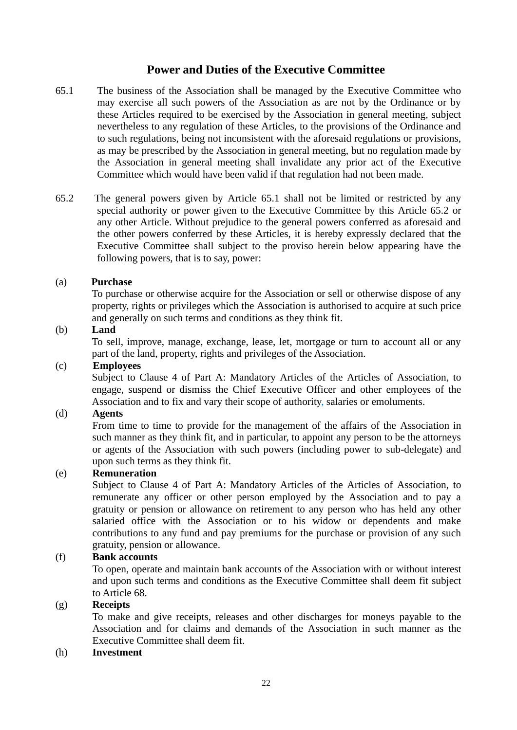## Power and Duties of the Executive Committee

65.1 The business of the Association shall be managed by the Executive Committee who may exercise all such powers of the Association as are not by the Ordinance or by these Articles required to be exercised by the Association in general meeting, subject nevertheless to any regulation of these Articles, to the provisions of the Ordinance and to such regulations, being not inconsistent with the aforesaid regulations or provisions, as may be prescribed by the Association in general meeting, but no regulation made by the Association in general meeting shall invalidate any prior act of the Executive Committee which would have been valid if that regulation had not been made.

65.2 The general powers given by Article 65.1 shall not be limited or restricted by any special authority or power given to the Executive Committee by this Article 65.2 or any other Article. Without prejudice to the general powers conferred as aforesaid and the other powers conferred by these Articles, it is hereby expressly declared that the Executive Committee shall subject to the proviso herein below appearing have the following powers, that is to say, power:

(a) **Purchase**

To purchase or otherwise acquire for the Association or sell or otherwise dispose of any property, rights or privileges which the Association is authorised to acquire at such price and generally on such terms and conditions as they think fit.

(b) **Land**

To sell, improve, manage, exchange, lease, let, mortgage or turn to account all or any part of the land, property, rights and privileges of the Association.

(c) **Employees**

Subject to Clause 4 of Part A: Mandatory Articles of the Articles of Association, to engage, suspend or dismiss the Chief Executive Officer and other employees of the Association and to fix and vary their scope of authority, salaries or emoluments.

(d) **Agents**

From time to time to provide for the management of the affairs of the Association in such manner as they think fit, and in particular, to appoint any person to be the attorneys or agents of the Association with such powers (including power to sub-delegate) and upon such terms as they think fit.

(e) **Remuneration**

Subject to Clause 4 of Part A: Mandatory Articles of the Articles of Association, to remunerate any officer or other person employed by the Association and to pay a gratuity or pension or allowance on retirement to any person who has held any other salaried office with the Association or to his widow or dependents and make contributions to any fund and pay premiums for the purchase or provision of any such gratuity, pension or allowance.

(f) **Bank accounts**

To open, operate and maintain bank accounts of the Association with or without interest and upon such terms and conditions as the Executive Committee shall deem fit subject to Article 68.

(g) **Receipts**

To make and give receipts, releases and other discharges for moneys payable to the Association and for claims and demands of the Association in such manner as the Executive Committee shall deem fit.

(h) **Investment**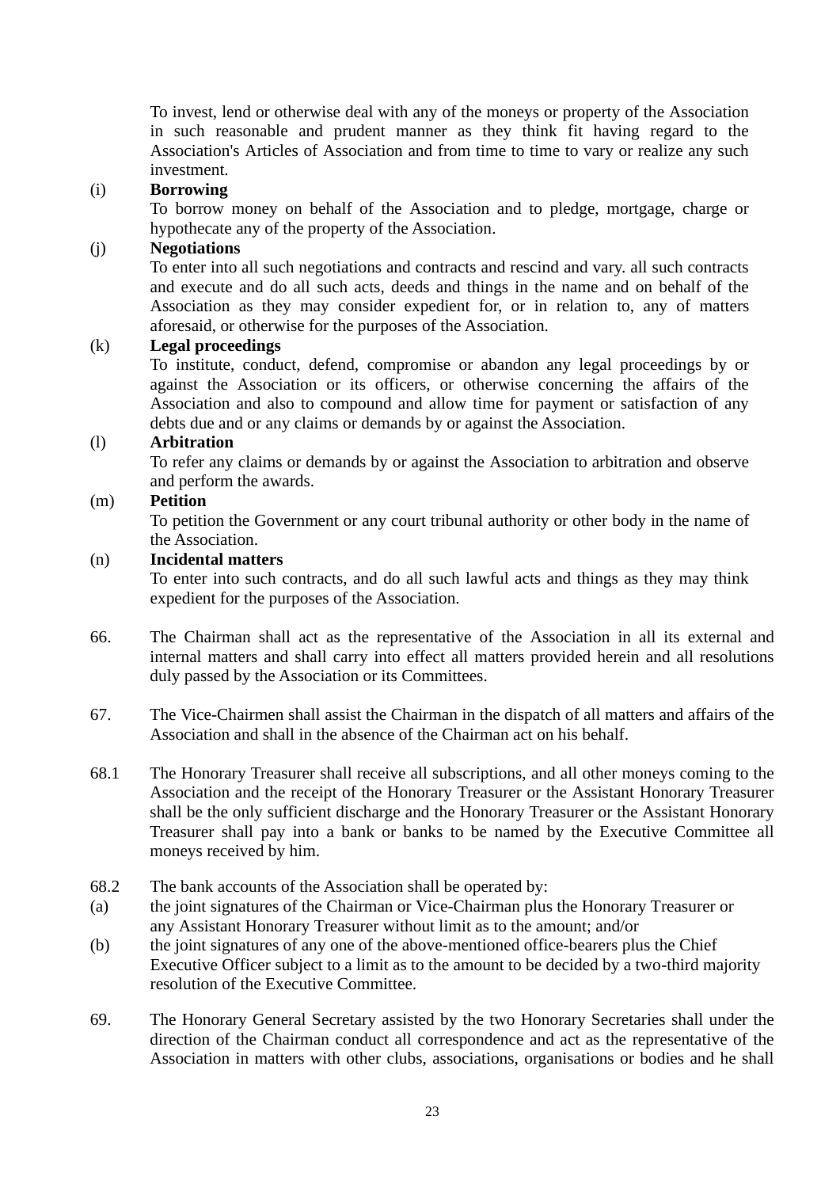To invest, lend or otherwise deal with any of the moneys or property of the Association in such reasonable and prudent manner as they think fit having regard to the Association's Articles of Association and from time to time to vary or realize any such investment.

(i) **Borrowing**

To borrow money on behalf of the Association and to pledge, mortgage, charge or hypothecate any of the property of the Association.

(j) **Negotiations**

To enter into all such negotiations and contracts and rescind and vary. all such contracts and execute and do all such acts, deeds and things in the name and on behalf of the Association as they may consider expedient for, or in relation to, any of matters aforesaid, or otherwise for the purposes of the Association.

(k) **Legal proceedings**

To institute, conduct, defend, compromise or abandon any legal proceedings by or against the Association or its officers, or otherwise concerning the affairs of the Association and also to compound and allow time for payment or satisfaction of any debts due and or any claims or demands by or against the Association.

(l) **Arbitration**

To refer any claims or demands by or against the Association to arbitration and observe and perform the awards.

(m) **Petition**

To petition the Government or any court tribunal authority or other body in the name of the Association.

(n) **Incidental matters**

To enter into such contracts, and do all such lawful acts and things as they may think expedient for the purposes of the Association.

66. The Chairman shall act as the representative of the Association in all its external and internal matters and shall carry into effect all matters provided herein and all resolutions duly passed by the Association or its Committees.

67. The Vice-Chairmen shall assist the Chairman in the dispatch of all matters and affairs of the Association and shall in the absence of the Chairman act on his behalf.

68.1 The Honorary Treasurer shall receive all subscriptions, and all other moneys coming to the Association and the receipt of the Honorary Treasurer or the Assistant Honorary Treasurer shall be the only sufficient discharge and the Honorary Treasurer or the Assistant Honorary Treasurer shall pay into a bank or banks to be named by the Executive Committee all moneys received by him.

68.2 The bank accounts of the Association shall be operated by:

(a) the joint signatures of the Chairman or Vice-Chairman plus the Honorary Treasurer or any Assistant Honorary Treasurer without limit as to the amount; and/or

(b) the joint signatures of any one of the above-mentioned office-bearers plus the Chief Executive Officer subject to a limit as to the amount to be decided by a two-third majority resolution of the Executive Committee.

69. The Honorary General Secretary assisted by the two Honorary Secretaries shall under the direction of the Chairman conduct all correspondence and act as the representative of the Association in matters with other clubs, associations, organisations or bodies and he shall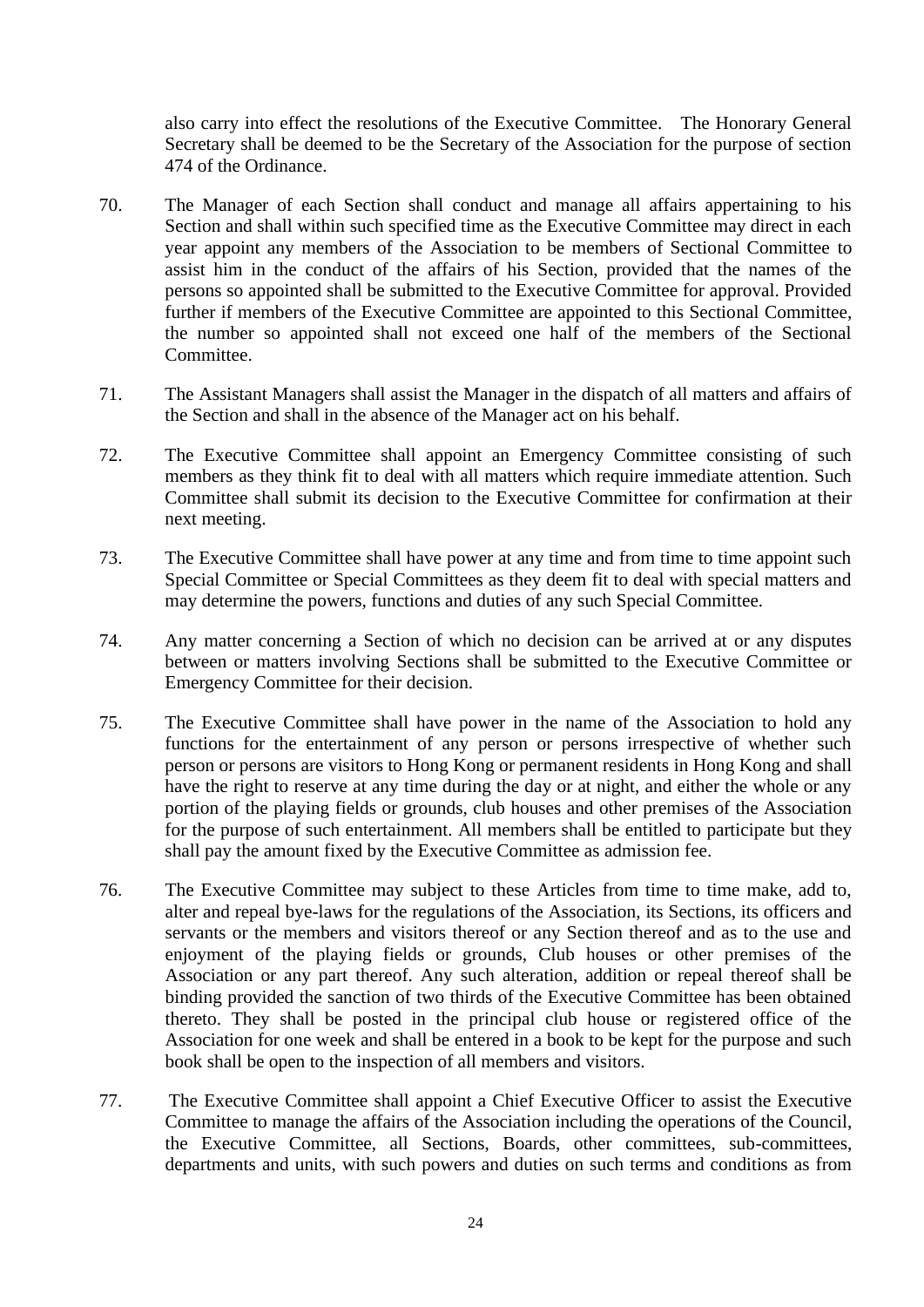also carry into effect the resolutions of the Executive Committee. The Honorary General Secretary shall be deemed to be the Secretary of the Association for the purpose of section 474 of the Ordinance.

70. The Manager of each Section shall conduct and manage all affairs appertaining to his Section and shall within such specified time as the Executive Committee may direct in each year appoint any members of the Association to be members of Sectional Committee to assist him in the conduct of the affairs of his Section, provided that the names of the persons so appointed shall be submitted to the Executive Committee for approval. Provided further if members of the Executive Committee are appointed to this Sectional Committee, the number so appointed shall not exceed one half of the members of the Sectional Committee.

71. The Assistant Managers shall assist the Manager in the dispatch of all matters and affairs of the Section and shall in the absence of the Manager act on his behalf.

72. The Executive Committee shall appoint an Emergency Committee consisting of such members as they think fit to deal with all matters which require immediate attention. Such Committee shall submit its decision to the Executive Committee for confirmation at their next meeting.

73. The Executive Committee shall have power at any time and from time to time appoint such Special Committee or Special Committees as they deem fit to deal with special matters and may determine the powers, functions and duties of any such Special Committee.

74. Any matter concerning a Section of which no decision can be arrived at or any disputes between or matters involving Sections shall be submitted to the Executive Committee or Emergency Committee for their decision.

75. The Executive Committee shall have power in the name of the Association to hold any functions for the entertainment of any person or persons irrespective of whether such person or persons are visitors to Hong Kong or permanent residents in Hong Kong and shall have the right to reserve at any time during the day or at night, and either the whole or any portion of the playing fields or grounds, club houses and other premises of the Association for the purpose of such entertainment. All members shall be entitled to participate but they shall pay the amount fixed by the Executive Committee as admission fee.

76. The Executive Committee may subject to these Articles from time to time make, add to, alter and repeal bye-laws for the regulations of the Association, its Sections, its officers and servants or the members and visitors thereof or any Section thereof and as to the use and enjoyment of the playing fields or grounds, Club houses or other premises of the Association or any part thereof. Any such alteration, addition or repeal thereof shall be binding provided the sanction of two thirds of the Executive Committee has been obtained thereto. They shall be posted in the principal club house or registered office of the Association for one week and shall be entered in a book to be kept for the purpose and such book shall be open to the inspection of all members and visitors.

77. The Executive Committee shall appoint a Chief Executive Officer to assist the Executive Committee to manage the affairs of the Association including the operations of the Council, the Executive Committee, all Sections, Boards, other committees, sub-committees, departments and units, with such powers and duties on such terms and conditions as from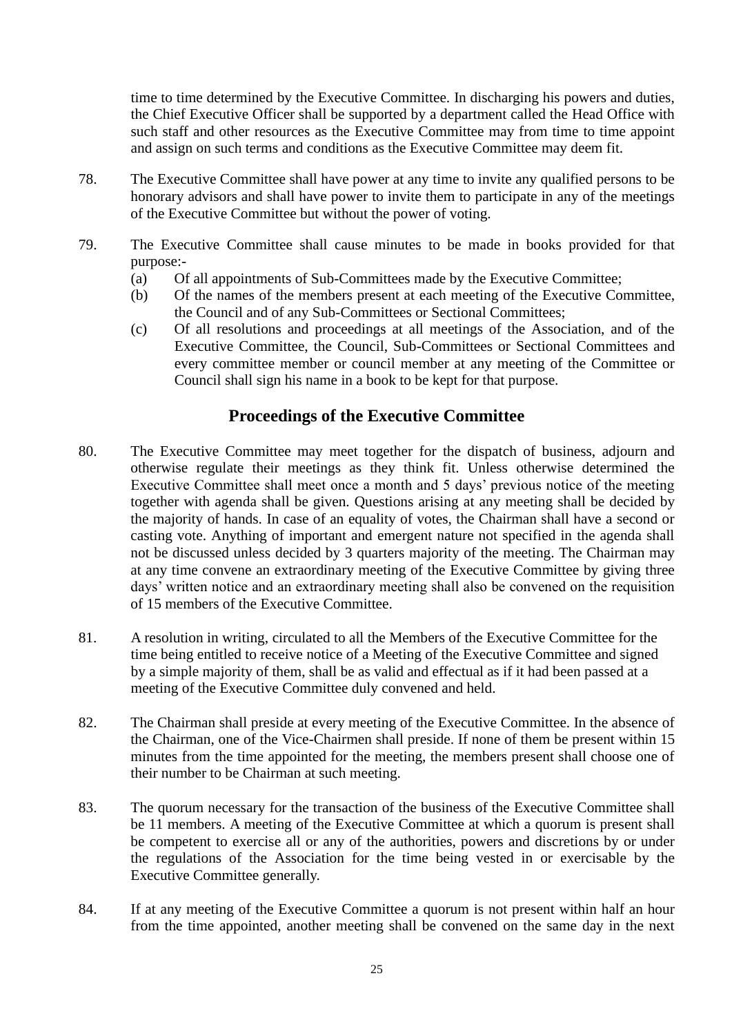time to time determined by the Executive Committee. In discharging his powers and duties, the Chief Executive Officer shall be supported by a department called the Head Office with such staff and other resources as the Executive Committee may from time to time appoint and assign on such terms and conditions as the Executive Committee may deem fit.

78. The Executive Committee shall have power at any time to invite any qualified persons to be honorary advisors and shall have power to invite them to participate in any of the meetings of the Executive Committee but without the power of voting.

79. The Executive Committee shall cause minutes to be made in books provided for that purpose:-
   (a) Of all appointments of Sub-Committees made by the Executive Committee;
   (b) Of the names of the members present at each meeting of the Executive Committee, the Council and of any Sub-Committees or Sectional Committees;
   (c) Of all resolutions and proceedings at all meetings of the Association, and of the Executive Committee, the Council, Sub-Committees or Sectional Committees and every committee member or council member at any meeting of the Committee or Council shall sign his name in a book to be kept for that purpose.

## Proceedings of the Executive Committee

80. The Executive Committee may meet together for the dispatch of business, adjourn and otherwise regulate their meetings as they think fit. Unless otherwise determined the Executive Committee shall meet once a month and 5 days' previous notice of the meeting together with agenda shall be given. Questions arising at any meeting shall be decided by the majority of hands. In case of an equality of votes, the Chairman shall have a second or casting vote. Anything of important and emergent nature not specified in the agenda shall not be discussed unless decided by 3 quarters majority of the meeting. The Chairman may at any time convene an extraordinary meeting of the Executive Committee by giving three days' written notice and an extraordinary meeting shall also be convened on the requisition of 15 members of the Executive Committee.

81. A resolution in writing, circulated to all the Members of the Executive Committee for the time being entitled to receive notice of a Meeting of the Executive Committee and signed by a simple majority of them, shall be as valid and effectual as if it had been passed at a meeting of the Executive Committee duly convened and held.

82. The Chairman shall preside at every meeting of the Executive Committee. In the absence of the Chairman, one of the Vice-Chairmen shall preside. If none of them be present within 15 minutes from the time appointed for the meeting, the members present shall choose one of their number to be Chairman at such meeting.

83. The quorum necessary for the transaction of the business of the Executive Committee shall be 11 members. A meeting of the Executive Committee at which a quorum is present shall be competent to exercise all or any of the authorities, powers and discretions by or under the regulations of the Association for the time being vested in or exercisable by the Executive Committee generally.

84. If at any meeting of the Executive Committee a quorum is not present within half an hour from the time appointed, another meeting shall be convened on the same day in the next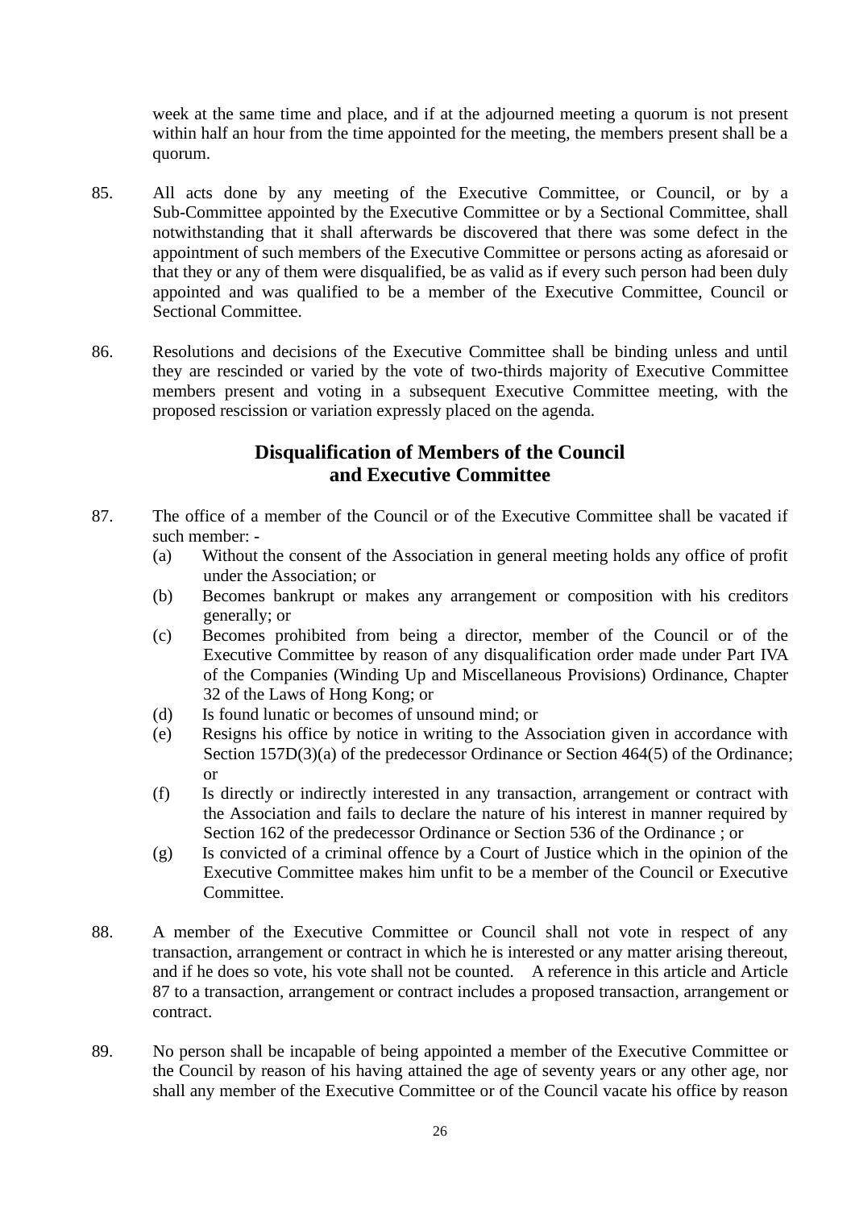week at the same time and place, and if at the adjourned meeting a quorum is not present within half an hour from the time appointed for the meeting, the members present shall be a quorum.

85. All acts done by any meeting of the Executive Committee, or Council, or by a Sub-Committee appointed by the Executive Committee or by a Sectional Committee, shall notwithstanding that it shall afterwards be discovered that there was some defect in the appointment of such members of the Executive Committee or persons acting as aforesaid or that they or any of them were disqualified, be as valid as if every such person had been duly appointed and was qualified to be a member of the Executive Committee, Council or Sectional Committee.

86. Resolutions and decisions of the Executive Committee shall be binding unless and until they are rescinded or varied by the vote of two-thirds majority of Executive Committee members present and voting in a subsequent Executive Committee meeting, with the proposed rescission or variation expressly placed on the agenda.

## Disqualification of Members of the Council and Executive Committee

87. The office of a member of the Council or of the Executive Committee shall be vacated if such member: -
    (a) Without the consent of the Association in general meeting holds any office of profit under the Association; or
    (b) Becomes bankrupt or makes any arrangement or composition with his creditors generally; or
    (c) Becomes prohibited from being a director, member of the Council or of the Executive Committee by reason of any disqualification order made under Part IVA of the Companies (Winding Up and Miscellaneous Provisions) Ordinance, Chapter 32 of the Laws of Hong Kong; or
    (d) Is found lunatic or becomes of unsound mind; or
    (e) Resigns his office by notice in writing to the Association given in accordance with Section 157D(3)(a) of the predecessor Ordinance or Section 464(5) of the Ordinance; or
    (f) Is directly or indirectly interested in any transaction, arrangement or contract with the Association and fails to declare the nature of his interest in manner required by Section 162 of the predecessor Ordinance or Section 536 of the Ordinance ; or
    (g) Is convicted of a criminal offence by a Court of Justice which in the opinion of the Executive Committee makes him unfit to be a member of the Council or Executive Committee.

88. A member of the Executive Committee or Council shall not vote in respect of any transaction, arrangement or contract in which he is interested or any matter arising thereout, and if he does so vote, his vote shall not be counted. A reference in this article and Article 87 to a transaction, arrangement or contract includes a proposed transaction, arrangement or contract.

89. No person shall be incapable of being appointed a member of the Executive Committee or the Council by reason of his having attained the age of seventy years or any other age, nor shall any member of the Executive Committee or of the Council vacate his office by reason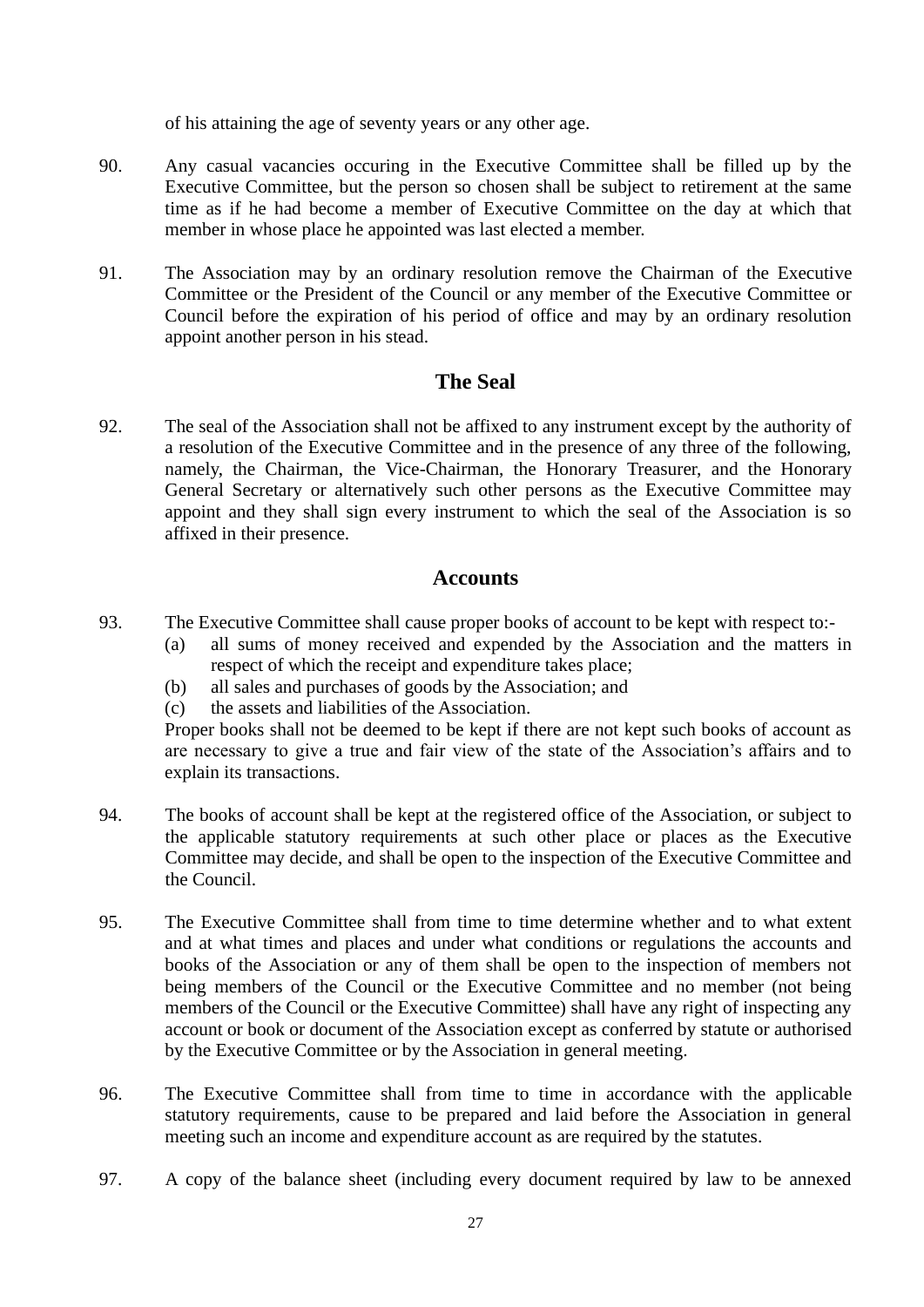of his attaining the age of seventy years or any other age.

90. Any casual vacancies occuring in the Executive Committee shall be filled up by the Executive Committee, but the person so chosen shall be subject to retirement at the same time as if he had become a member of Executive Committee on the day at which that member in whose place he appointed was last elected a member.

91. The Association may by an ordinary resolution remove the Chairman of the Executive Committee or the President of the Council or any member of the Executive Committee or Council before the expiration of his period of office and may by an ordinary resolution appoint another person in his stead.

## The Seal

92. The seal of the Association shall not be affixed to any instrument except by the authority of a resolution of the Executive Committee and in the presence of any three of the following, namely, the Chairman, the Vice-Chairman, the Honorary Treasurer, and the Honorary General Secretary or alternatively such other persons as the Executive Committee may appoint and they shall sign every instrument to which the seal of the Association is so affixed in their presence.

## Accounts

93. The Executive Committee shall cause proper books of account to be kept with respect to:-
    (a) all sums of money received and expended by the Association and the matters in respect of which the receipt and expenditure takes place;
    (b) all sales and purchases of goods by the Association; and
    (c) the assets and liabilities of the Association.

    Proper books shall not be deemed to be kept if there are not kept such books of account as are necessary to give a true and fair view of the state of the Association's affairs and to explain its transactions.

94. The books of account shall be kept at the registered office of the Association, or subject to the applicable statutory requirements at such other place or places as the Executive Committee may decide, and shall be open to the inspection of the Executive Committee and the Council.

95. The Executive Committee shall from time to time determine whether and to what extent and at what times and places and under what conditions or regulations the accounts and books of the Association or any of them shall be open to the inspection of members not being members of the Council or the Executive Committee and no member (not being members of the Council or the Executive Committee) shall have any right of inspecting any account or book or document of the Association except as conferred by statute or authorised by the Executive Committee or by the Association in general meeting.

96. The Executive Committee shall from time to time in accordance with the applicable statutory requirements, cause to be prepared and laid before the Association in general meeting such an income and expenditure account as are required by the statutes.

97. A copy of the balance sheet (including every document required by law to be annexed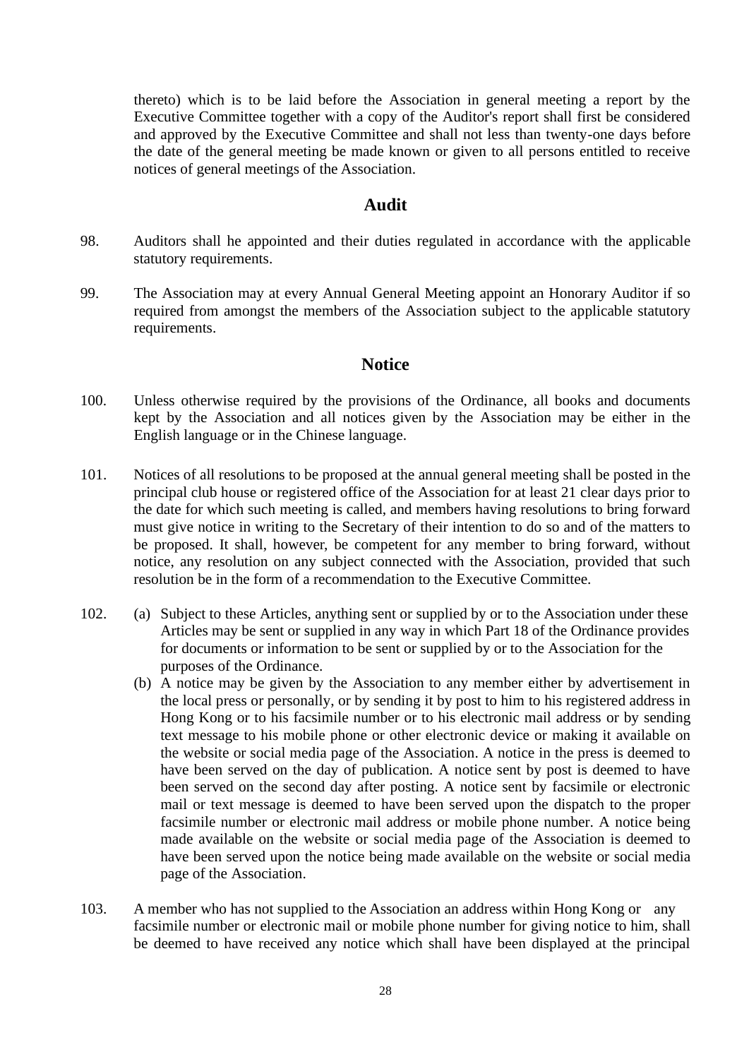thereto) which is to be laid before the Association in general meeting a report by the Executive Committee together with a copy of the Auditor's report shall first be considered and approved by the Executive Committee and shall not less than twenty-one days before the date of the general meeting be made known or given to all persons entitled to receive notices of general meetings of the Association.

## Audit

98. Auditors shall he appointed and their duties regulated in accordance with the applicable statutory requirements.

99. The Association may at every Annual General Meeting appoint an Honorary Auditor if so required from amongst the members of the Association subject to the applicable statutory requirements.

## Notice

100. Unless otherwise required by the provisions of the Ordinance, all books and documents kept by the Association and all notices given by the Association may be either in the English language or in the Chinese language.

101. Notices of all resolutions to be proposed at the annual general meeting shall be posted in the principal club house or registered office of the Association for at least 21 clear days prior to the date for which such meeting is called, and members having resolutions to bring forward must give notice in writing to the Secretary of their intention to do so and of the matters to be proposed. It shall, however, be competent for any member to bring forward, without notice, any resolution on any subject connected with the Association, provided that such resolution be in the form of a recommendation to the Executive Committee.

102. (a) Subject to these Articles, anything sent or supplied by or to the Association under these Articles may be sent or supplied in any way in which Part 18 of the Ordinance provides for documents or information to be sent or supplied by or to the Association for the purposes of the Ordinance.

     (b) A notice may be given by the Association to any member either by advertisement in the local press or personally, or by sending it by post to him to his registered address in Hong Kong or to his facsimile number or to his electronic mail address or by sending text message to his mobile phone or other electronic device or making it available on the website or social media page of the Association. A notice in the press is deemed to have been served on the day of publication. A notice sent by post is deemed to have been served on the second day after posting. A notice sent by facsimile or electronic mail or text message is deemed to have been served upon the dispatch to the proper facsimile number or electronic mail address or mobile phone number. A notice being made available on the website or social media page of the Association is deemed to have been served upon the notice being made available on the website or social media page of the Association.

103. A member who has not supplied to the Association an address within Hong Kong or any facsimile number or electronic mail or mobile phone number for giving notice to him, shall be deemed to have received any notice which shall have been displayed at the principal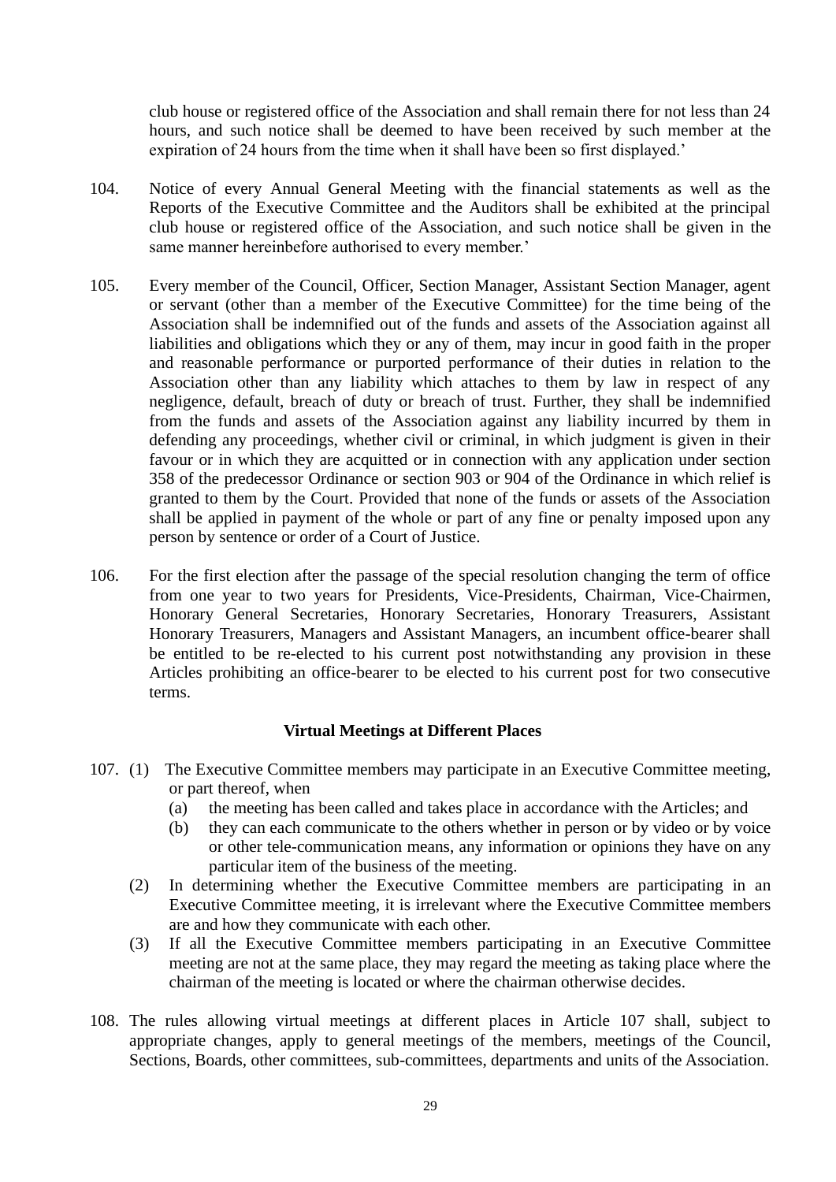club house or registered office of the Association and shall remain there for not less than 24 hours, and such notice shall be deemed to have been received by such member at the expiration of 24 hours from the time when it shall have been so first displayed.'

104. Notice of every Annual General Meeting with the financial statements as well as the Reports of the Executive Committee and the Auditors shall be exhibited at the principal club house or registered office of the Association, and such notice shall be given in the same manner hereinbefore authorised to every member.'

105. Every member of the Council, Officer, Section Manager, Assistant Section Manager, agent or servant (other than a member of the Executive Committee) for the time being of the Association shall be indemnified out of the funds and assets of the Association against all liabilities and obligations which they or any of them, may incur in good faith in the proper and reasonable performance or purported performance of their duties in relation to the Association other than any liability which attaches to them by law in respect of any negligence, default, breach of duty or breach of trust. Further, they shall be indemnified from the funds and assets of the Association against any liability incurred by them in defending any proceedings, whether civil or criminal, in which judgment is given in their favour or in which they are acquitted or in connection with any application under section 358 of the predecessor Ordinance or section 903 or 904 of the Ordinance in which relief is granted to them by the Court. Provided that none of the funds or assets of the Association shall be applied in payment of the whole or part of any fine or penalty imposed upon any person by sentence or order of a Court of Justice.

106. For the first election after the passage of the special resolution changing the term of office from one year to two years for Presidents, Vice-Presidents, Chairman, Vice-Chairmen, Honorary General Secretaries, Honorary Secretaries, Honorary Treasurers, Assistant Honorary Treasurers, Managers and Assistant Managers, an incumbent office-bearer shall be entitled to be re-elected to his current post notwithstanding any provision in these Articles prohibiting an office-bearer to be elected to his current post for two consecutive terms.

**Virtual Meetings at Different Places**

107. (1) The Executive Committee members may participate in an Executive Committee meeting, or part thereof, when
  (a) the meeting has been called and takes place in accordance with the Articles; and
  (b) they can each communicate to the others whether in person or by video or by voice or other tele-communication means, any information or opinions they have on any particular item of the business of the meeting.

  (2) In determining whether the Executive Committee members are participating in an Executive Committee meeting, it is irrelevant where the Executive Committee members are and how they communicate with each other.

  (3) If all the Executive Committee members participating in an Executive Committee meeting are not at the same place, they may regard the meeting as taking place where the chairman of the meeting is located or where the chairman otherwise decides.

108. The rules allowing virtual meetings at different places in Article 107 shall, subject to appropriate changes, apply to general meetings of the members, meetings of the Council, Sections, Boards, other committees, sub-committees, departments and units of the Association.